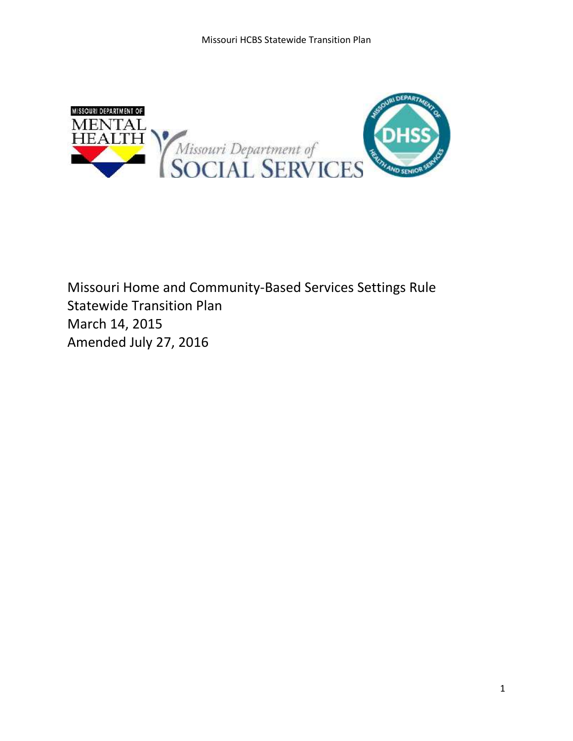Missouri Home and Community-Based Services Settings Rule
Statewide Transition Plan
March 14, 2015
Amended July 27, 2016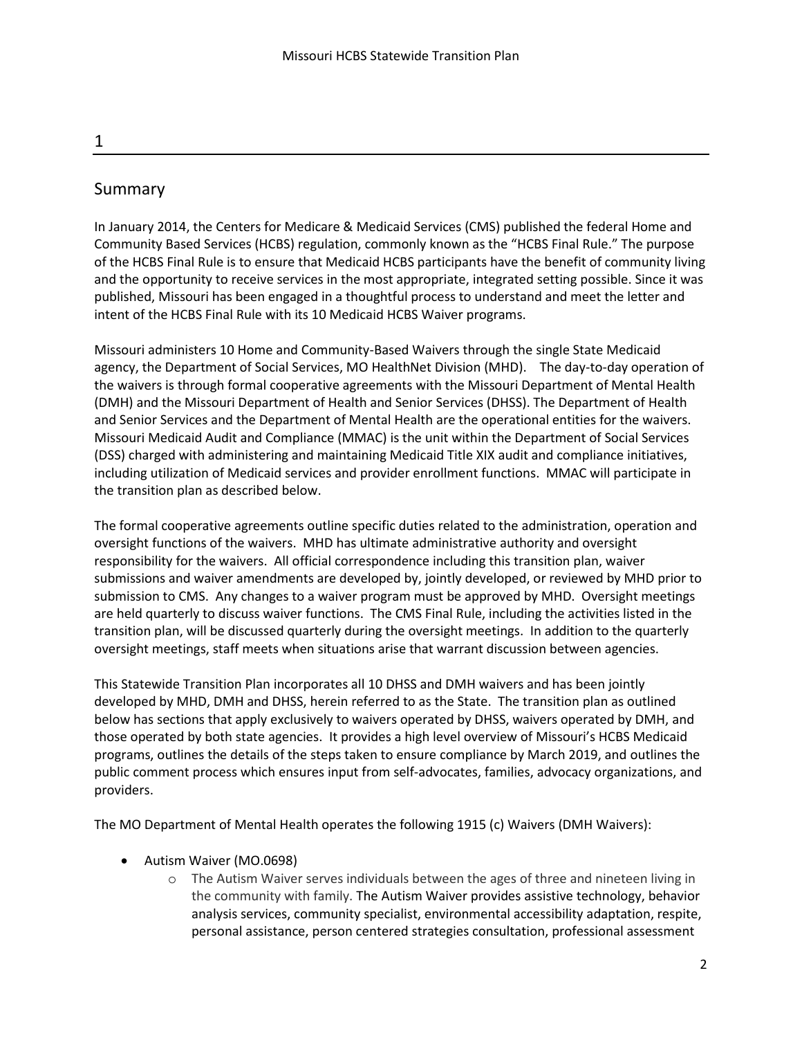# 1

## Summary

In January 2014, the Centers for Medicare & Medicaid Services (CMS) published the federal Home and Community Based Services (HCBS) regulation, commonly known as the "HCBS Final Rule." The purpose of the HCBS Final Rule is to ensure that Medicaid HCBS participants have the benefit of community living and the opportunity to receive services in the most appropriate, integrated setting possible. Since it was published, Missouri has been engaged in a thoughtful process to understand and meet the letter and intent of the HCBS Final Rule with its 10 Medicaid HCBS Waiver programs.

Missouri administers 10 Home and Community-Based Waivers through the single State Medicaid agency, the Department of Social Services, MO HealthNet Division (MHD). The day-to-day operation of the waivers is through formal cooperative agreements with the Missouri Department of Mental Health (DMH) and the Missouri Department of Health and Senior Services (DHSS). The Department of Health and Senior Services and the Department of Mental Health are the operational entities for the waivers. Missouri Medicaid Audit and Compliance (MMAC) is the unit within the Department of Social Services (DSS) charged with administering and maintaining Medicaid Title XIX audit and compliance initiatives, including utilization of Medicaid services and provider enrollment functions. MMAC will participate in the transition plan as described below.

The formal cooperative agreements outline specific duties related to the administration, operation and oversight functions of the waivers. MHD has ultimate administrative authority and oversight responsibility for the waivers. All official correspondence including this transition plan, waiver submissions and waiver amendments are developed by, jointly developed, or reviewed by MHD prior to submission to CMS. Any changes to a waiver program must be approved by MHD. Oversight meetings are held quarterly to discuss waiver functions. The CMS Final Rule, including the activities listed in the transition plan, will be discussed quarterly during the oversight meetings. In addition to the quarterly oversight meetings, staff meets when situations arise that warrant discussion between agencies.

This Statewide Transition Plan incorporates all 10 DHSS and DMH waivers and has been jointly developed by MHD, DMH and DHSS, herein referred to as the State. The transition plan as outlined below has sections that apply exclusively to waivers operated by DHSS, waivers operated by DMH, and those operated by both state agencies. It provides a high level overview of Missouri's HCBS Medicaid programs, outlines the details of the steps taken to ensure compliance by March 2019, and outlines the public comment process which ensures input from self-advocates, families, advocacy organizations, and providers.

The MO Department of Mental Health operates the following 1915 (c) Waivers (DMH Waivers):

- Autism Waiver (MO.0698)
  - The Autism Waiver serves individuals between the ages of three and nineteen living in the community with family. The Autism Waiver provides assistive technology, behavior analysis services, community specialist, environmental accessibility adaptation, respite, personal assistance, person centered strategies consultation, professional assessment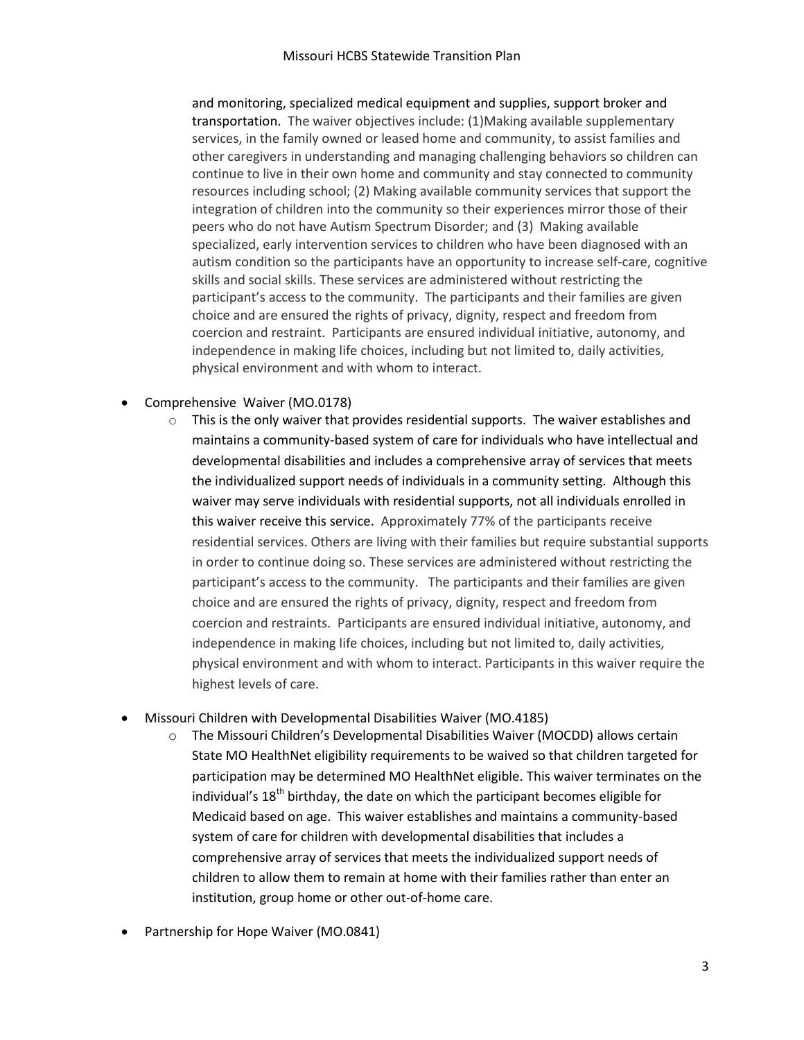and monitoring, specialized medical equipment and supplies, support broker and transportation. The waiver objectives include: (1)Making available supplementary services, in the family owned or leased home and community, to assist families and other caregivers in understanding and managing challenging behaviors so children can continue to live in their own home and community and stay connected to community resources including school; (2) Making available community services that support the integration of children into the community so their experiences mirror those of their peers who do not have Autism Spectrum Disorder; and (3) Making available specialized, early intervention services to children who have been diagnosed with an autism condition so the participants have an opportunity to increase self-care, cognitive skills and social skills. These services are administered without restricting the participant's access to the community. The participants and their families are given choice and are ensured the rights of privacy, dignity, respect and freedom from coercion and restraint. Participants are ensured individual initiative, autonomy, and independence in making life choices, including but not limited to, daily activities, physical environment and with whom to interact.

- Comprehensive Waiver (MO.0178)
  - This is the only waiver that provides residential supports. The waiver establishes and maintains a community-based system of care for individuals who have intellectual and developmental disabilities and includes a comprehensive array of services that meets the individualized support needs of individuals in a community setting. Although this waiver may serve individuals with residential supports, not all individuals enrolled in this waiver receive this service. Approximately 77% of the participants receive residential services. Others are living with their families but require substantial supports in order to continue doing so. These services are administered without restricting the participant's access to the community. The participants and their families are given choice and are ensured the rights of privacy, dignity, respect and freedom from coercion and restraints. Participants are ensured individual initiative, autonomy, and independence in making life choices, including but not limited to, daily activities, physical environment and with whom to interact. Participants in this waiver require the highest levels of care.

- Missouri Children with Developmental Disabilities Waiver (MO.4185)
  - The Missouri Children's Developmental Disabilities Waiver (MOCDD) allows certain State MO HealthNet eligibility requirements to be waived so that children targeted for participation may be determined MO HealthNet eligible. This waiver terminates on the individual's 18th birthday, the date on which the participant becomes eligible for Medicaid based on age. This waiver establishes and maintains a community-based system of care for children with developmental disabilities that includes a comprehensive array of services that meets the individualized support needs of children to allow them to remain at home with their families rather than enter an institution, group home or other out-of-home care.

- Partnership for Hope Waiver (MO.0841)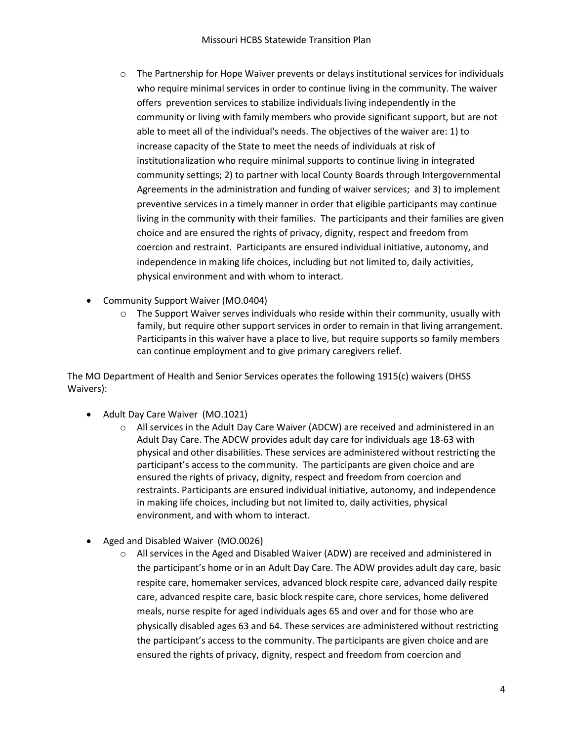- The Partnership for Hope Waiver prevents or delays institutional services for individuals who require minimal services in order to continue living in the community. The waiver offers prevention services to stabilize individuals living independently in the community or living with family members who provide significant support, but are not able to meet all of the individual's needs. The objectives of the waiver are: 1) to increase capacity of the State to meet the needs of individuals at risk of institutionalization who require minimal supports to continue living in integrated community settings; 2) to partner with local County Boards through Intergovernmental Agreements in the administration and funding of waiver services; and 3) to implement preventive services in a timely manner in order that eligible participants may continue living in the community with their families. The participants and their families are given choice and are ensured the rights of privacy, dignity, respect and freedom from coercion and restraint. Participants are ensured individual initiative, autonomy, and independence in making life choices, including but not limited to, daily activities, physical environment and with whom to interact.

- Community Support Waiver (MO.0404)
  - The Support Waiver serves individuals who reside within their community, usually with family, but require other support services in order to remain in that living arrangement. Participants in this waiver have a place to live, but require supports so family members can continue employment and to give primary caregivers relief.

The MO Department of Health and Senior Services operates the following 1915(c) waivers (DHSS Waivers):

- Adult Day Care Waiver (MO.1021)
  - All services in the Adult Day Care Waiver (ADCW) are received and administered in an Adult Day Care. The ADCW provides adult day care for individuals age 18-63 with physical and other disabilities. These services are administered without restricting the participant's access to the community. The participants are given choice and are ensured the rights of privacy, dignity, respect and freedom from coercion and restraints. Participants are ensured individual initiative, autonomy, and independence in making life choices, including but not limited to, daily activities, physical environment, and with whom to interact.

- Aged and Disabled Waiver (MO.0026)
  - All services in the Aged and Disabled Waiver (ADW) are received and administered in the participant's home or in an Adult Day Care. The ADW provides adult day care, basic respite care, homemaker services, advanced block respite care, advanced daily respite care, advanced respite care, basic block respite care, chore services, home delivered meals, nurse respite for aged individuals ages 65 and over and for those who are physically disabled ages 63 and 64. These services are administered without restricting the participant's access to the community. The participants are given choice and are ensured the rights of privacy, dignity, respect and freedom from coercion and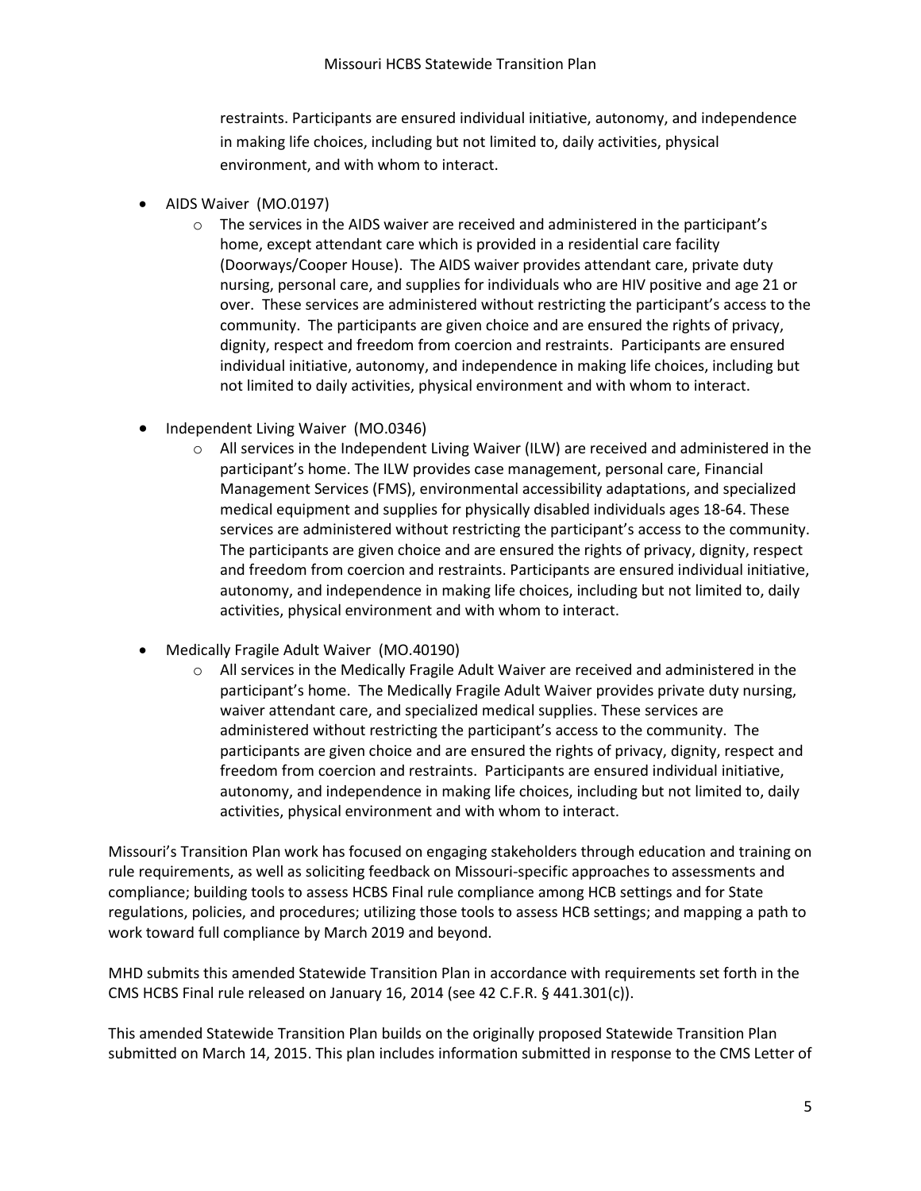restraints. Participants are ensured individual initiative, autonomy, and independence in making life choices, including but not limited to, daily activities, physical environment, and with whom to interact.

- AIDS Waiver (MO.0197)
  - The services in the AIDS waiver are received and administered in the participant's home, except attendant care which is provided in a residential care facility (Doorways/Cooper House). The AIDS waiver provides attendant care, private duty nursing, personal care, and supplies for individuals who are HIV positive and age 21 or over. These services are administered without restricting the participant's access to the community. The participants are given choice and are ensured the rights of privacy, dignity, respect and freedom from coercion and restraints. Participants are ensured individual initiative, autonomy, and independence in making life choices, including but not limited to daily activities, physical environment and with whom to interact.
- Independent Living Waiver (MO.0346)
  - All services in the Independent Living Waiver (ILW) are received and administered in the participant's home. The ILW provides case management, personal care, Financial Management Services (FMS), environmental accessibility adaptations, and specialized medical equipment and supplies for physically disabled individuals ages 18-64. These services are administered without restricting the participant's access to the community. The participants are given choice and are ensured the rights of privacy, dignity, respect and freedom from coercion and restraints. Participants are ensured individual initiative, autonomy, and independence in making life choices, including but not limited to, daily activities, physical environment and with whom to interact.
- Medically Fragile Adult Waiver (MO.40190)
  - All services in the Medically Fragile Adult Waiver are received and administered in the participant's home. The Medically Fragile Adult Waiver provides private duty nursing, waiver attendant care, and specialized medical supplies. These services are administered without restricting the participant's access to the community. The participants are given choice and are ensured the rights of privacy, dignity, respect and freedom from coercion and restraints. Participants are ensured individual initiative, autonomy, and independence in making life choices, including but not limited to, daily activities, physical environment and with whom to interact.

Missouri's Transition Plan work has focused on engaging stakeholders through education and training on rule requirements, as well as soliciting feedback on Missouri-specific approaches to assessments and compliance; building tools to assess HCBS Final rule compliance among HCB settings and for State regulations, policies, and procedures; utilizing those tools to assess HCB settings; and mapping a path to work toward full compliance by March 2019 and beyond.

MHD submits this amended Statewide Transition Plan in accordance with requirements set forth in the CMS HCBS Final rule released on January 16, 2014 (see 42 C.F.R. § 441.301(c)).

This amended Statewide Transition Plan builds on the originally proposed Statewide Transition Plan submitted on March 14, 2015. This plan includes information submitted in response to the CMS Letter of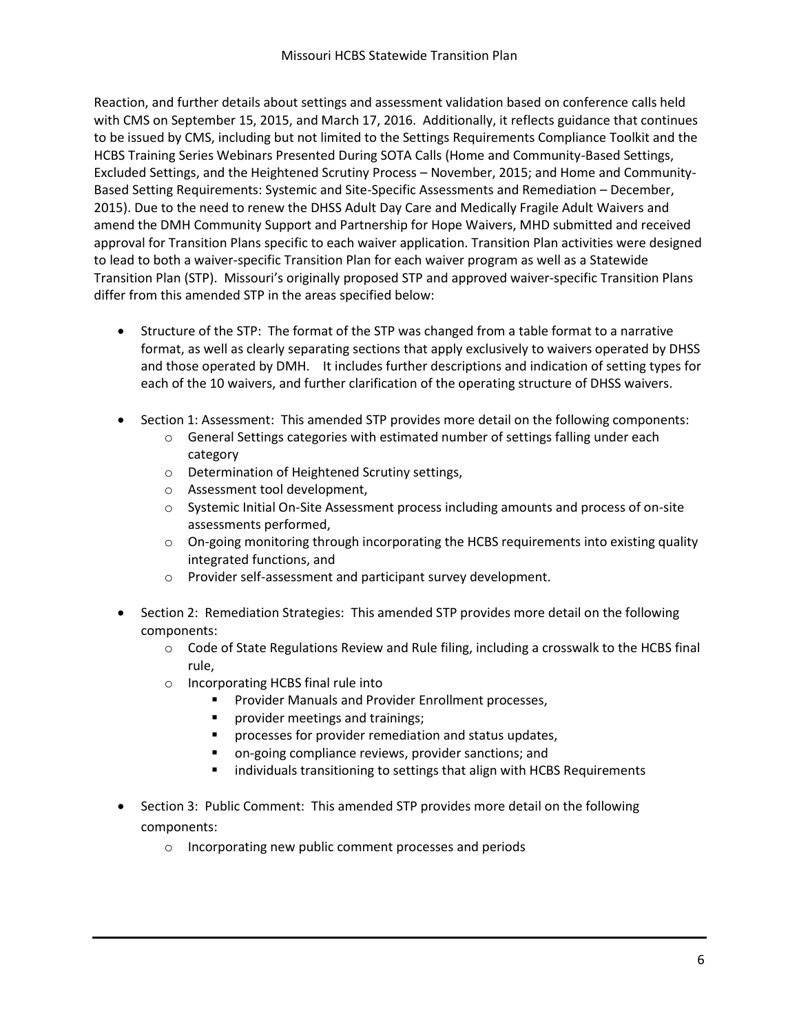Reaction, and further details about settings and assessment validation based on conference calls held with CMS on September 15, 2015, and March 17, 2016. Additionally, it reflects guidance that continues to be issued by CMS, including but not limited to the Settings Requirements Compliance Toolkit and the HCBS Training Series Webinars Presented During SOTA Calls (Home and Community-Based Settings, Excluded Settings, and the Heightened Scrutiny Process – November, 2015; and Home and Community-Based Setting Requirements: Systemic and Site-Specific Assessments and Remediation – December, 2015). Due to the need to renew the DHSS Adult Day Care and Medically Fragile Adult Waivers and amend the DMH Community Support and Partnership for Hope Waivers, MHD submitted and received approval for Transition Plans specific to each waiver application. Transition Plan activities were designed to lead to both a waiver-specific Transition Plan for each waiver program as well as a Statewide Transition Plan (STP). Missouri's originally proposed STP and approved waiver-specific Transition Plans differ from this amended STP in the areas specified below:

- Structure of the STP: The format of the STP was changed from a table format to a narrative format, as well as clearly separating sections that apply exclusively to waivers operated by DHSS and those operated by DMH. It includes further descriptions and indication of setting types for each of the 10 waivers, and further clarification of the operating structure of DHSS waivers.

- Section 1: Assessment: This amended STP provides more detail on the following components:
    - General Settings categories with estimated number of settings falling under each category
    - Determination of Heightened Scrutiny settings,
    - Assessment tool development,
    - Systemic Initial On-Site Assessment process including amounts and process of on-site assessments performed,
    - On-going monitoring through incorporating the HCBS requirements into existing quality integrated functions, and
    - Provider self-assessment and participant survey development.

- Section 2: Remediation Strategies: This amended STP provides more detail on the following components:
    - Code of State Regulations Review and Rule filing, including a crosswalk to the HCBS final rule,
    - Incorporating HCBS final rule into
        - Provider Manuals and Provider Enrollment processes,
        - provider meetings and trainings;
        - processes for provider remediation and status updates,
        - on-going compliance reviews, provider sanctions; and
        - individuals transitioning to settings that align with HCBS Requirements

- Section 3: Public Comment: This amended STP provides more detail on the following components:
    - Incorporating new public comment processes and periods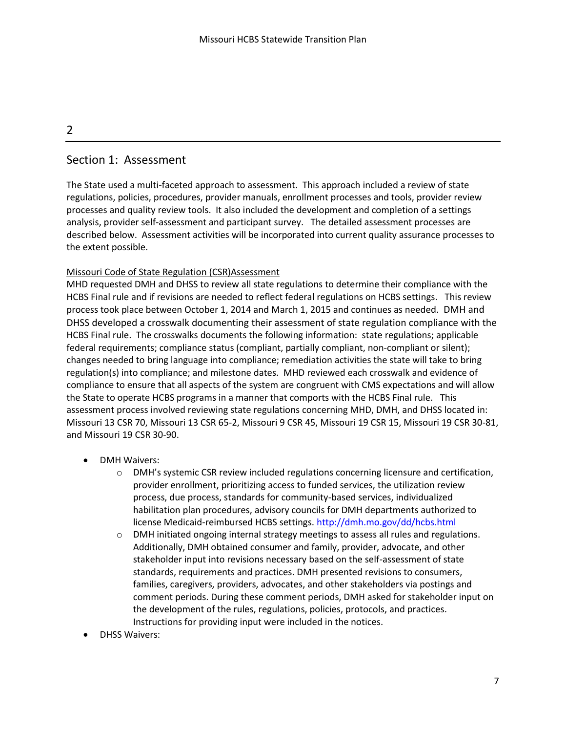2

## Section 1: Assessment

The State used a multi-faceted approach to assessment. This approach included a review of state regulations, policies, procedures, provider manuals, enrollment processes and tools, provider review processes and quality review tools. It also included the development and completion of a settings analysis, provider self-assessment and participant survey. The detailed assessment processes are described below. Assessment activities will be incorporated into current quality assurance processes to the extent possible.

Missouri Code of State Regulation (CSR)Assessment

MHD requested DMH and DHSS to review all state regulations to determine their compliance with the HCBS Final rule and if revisions are needed to reflect federal regulations on HCBS settings. This review process took place between October 1, 2014 and March 1, 2015 and continues as needed. DMH and DHSS developed a crosswalk documenting their assessment of state regulation compliance with the HCBS Final rule. The crosswalks documents the following information: state regulations; applicable federal requirements; compliance status (compliant, partially compliant, non-compliant or silent); changes needed to bring language into compliance; remediation activities the state will take to bring regulation(s) into compliance; and milestone dates. MHD reviewed each crosswalk and evidence of compliance to ensure that all aspects of the system are congruent with CMS expectations and will allow the State to operate HCBS programs in a manner that comports with the HCBS Final rule. This assessment process involved reviewing state regulations concerning MHD, DMH, and DHSS located in: Missouri 13 CSR 70, Missouri 13 CSR 65-2, Missouri 9 CSR 45, Missouri 19 CSR 15, Missouri 19 CSR 30-81, and Missouri 19 CSR 30-90.

- DMH Waivers:
  - DMH's systemic CSR review included regulations concerning licensure and certification, provider enrollment, prioritizing access to funded services, the utilization review process, due process, standards for community-based services, individualized habilitation plan procedures, advisory councils for DMH departments authorized to license Medicaid-reimbursed HCBS settings. http://dmh.mo.gov/dd/hcbs.html
  - DMH initiated ongoing internal strategy meetings to assess all rules and regulations. Additionally, DMH obtained consumer and family, provider, advocate, and other stakeholder input into revisions necessary based on the self-assessment of state standards, requirements and practices. DMH presented revisions to consumers, families, caregivers, providers, advocates, and other stakeholders via postings and comment periods. During these comment periods, DMH asked for stakeholder input on the development of the rules, regulations, policies, protocols, and practices. Instructions for providing input were included in the notices.
- DHSS Waivers: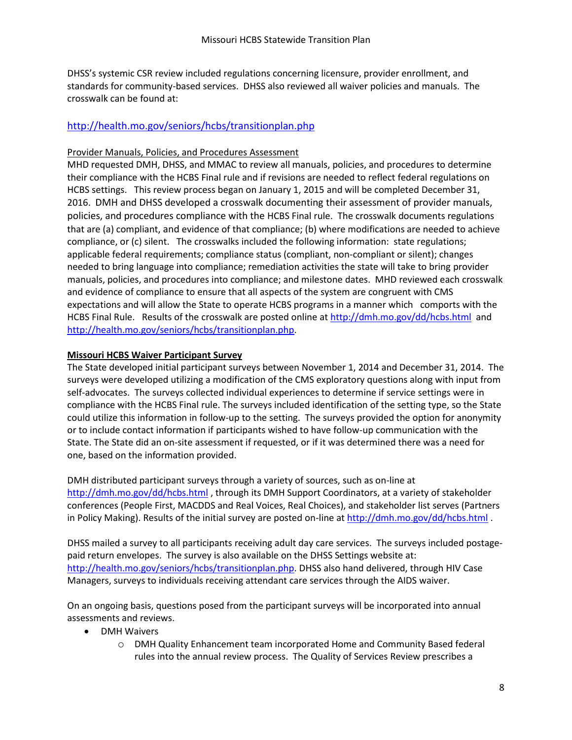DHSS's systemic CSR review included regulations concerning licensure, provider enrollment, and standards for community-based services. DHSS also reviewed all waiver policies and manuals. The crosswalk can be found at:

http://health.mo.gov/seniors/hcbs/transitionplan.php

<u>Provider Manuals, Policies, and Procedures Assessment</u>

MHD requested DMH, DHSS, and MMAC to review all manuals, policies, and procedures to determine their compliance with the HCBS Final rule and if revisions are needed to reflect federal regulations on HCBS settings. This review process began on January 1, 2015 and will be completed December 31, 2016. DMH and DHSS developed a crosswalk documenting their assessment of provider manuals, policies, and procedures compliance with the HCBS Final rule. The crosswalk documents regulations that are (a) compliant, and evidence of that compliance; (b) where modifications are needed to achieve compliance, or (c) silent. The crosswalks included the following information: state regulations; applicable federal requirements; compliance status (compliant, non-compliant or silent); changes needed to bring language into compliance; remediation activities the state will take to bring provider manuals, policies, and procedures into compliance; and milestone dates. MHD reviewed each crosswalk and evidence of compliance to ensure that all aspects of the system are congruent with CMS expectations and will allow the State to operate HCBS programs in a manner which comports with the HCBS Final Rule. Results of the crosswalk are posted online at http://dmh.mo.gov/dd/hcbs.html and http://health.mo.gov/seniors/hcbs/transitionplan.php.

**<u>Missouri HCBS Waiver Participant Survey</u>**

The State developed initial participant surveys between November 1, 2014 and December 31, 2014. The surveys were developed utilizing a modification of the CMS exploratory questions along with input from self-advocates. The surveys collected individual experiences to determine if service settings were in compliance with the HCBS Final rule. The surveys included identification of the setting type, so the State could utilize this information in follow-up to the setting. The surveys provided the option for anonymity or to include contact information if participants wished to have follow-up communication with the State. The State did an on-site assessment if requested, or if it was determined there was a need for one, based on the information provided.

DMH distributed participant surveys through a variety of sources, such as on-line at http://dmh.mo.gov/dd/hcbs.html , through its DMH Support Coordinators, at a variety of stakeholder conferences (People First, MACDDS and Real Voices, Real Choices), and stakeholder list serves (Partners in Policy Making). Results of the initial survey are posted on-line at http://dmh.mo.gov/dd/hcbs.html .

DHSS mailed a survey to all participants receiving adult day care services. The surveys included postage-paid return envelopes. The survey is also available on the DHSS Settings website at: http://health.mo.gov/seniors/hcbs/transitionplan.php. DHSS also hand delivered, through HIV Case Managers, surveys to individuals receiving attendant care services through the AIDS waiver.

On an ongoing basis, questions posed from the participant surveys will be incorporated into annual assessments and reviews.

- DMH Waivers
  - DMH Quality Enhancement team incorporated Home and Community Based federal rules into the annual review process. The Quality of Services Review prescribes a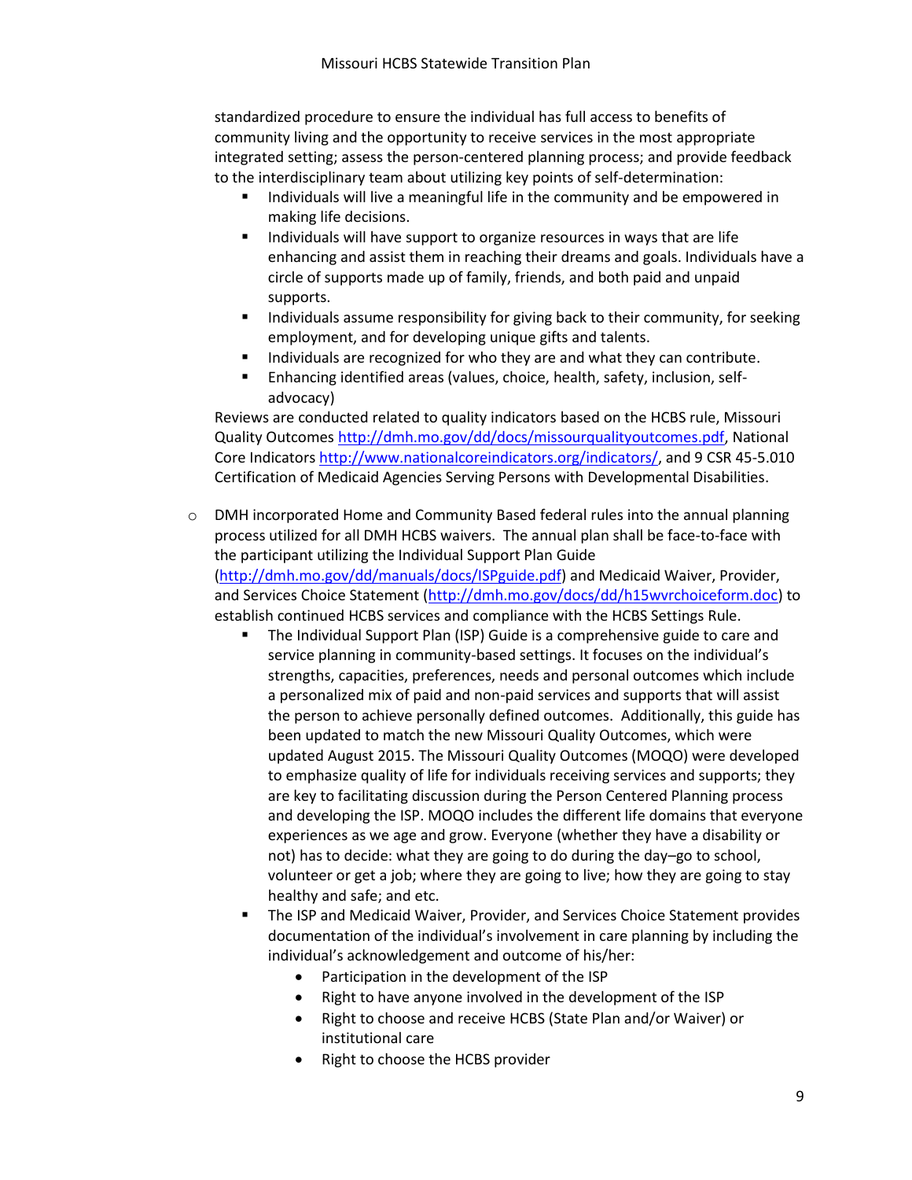standardized procedure to ensure the individual has full access to benefits of community living and the opportunity to receive services in the most appropriate integrated setting; assess the person-centered planning process; and provide feedback to the interdisciplinary team about utilizing key points of self-determination:

  - Individuals will live a meaningful life in the community and be empowered in making life decisions.
  - Individuals will have support to organize resources in ways that are life enhancing and assist them in reaching their dreams and goals. Individuals have a circle of supports made up of family, friends, and both paid and unpaid supports.
  - Individuals assume responsibility for giving back to their community, for seeking employment, and for developing unique gifts and talents.
  - Individuals are recognized for who they are and what they can contribute.
  - Enhancing identified areas (values, choice, health, safety, inclusion, self-advocacy)

  Reviews are conducted related to quality indicators based on the HCBS rule, Missouri Quality Outcomes http://dmh.mo.gov/dd/docs/missourqualityoutcomes.pdf, National Core Indicators http://www.nationalcoreindicators.org/indicators/, and 9 CSR 45-5.010 Certification of Medicaid Agencies Serving Persons with Developmental Disabilities.

- DMH incorporated Home and Community Based federal rules into the annual planning process utilized for all DMH HCBS waivers. The annual plan shall be face-to-face with the participant utilizing the Individual Support Plan Guide (http://dmh.mo.gov/dd/manuals/docs/ISPguide.pdf) and Medicaid Waiver, Provider, and Services Choice Statement (http://dmh.mo.gov/docs/dd/h15wvrchoiceform.doc) to establish continued HCBS services and compliance with the HCBS Settings Rule.
  - The Individual Support Plan (ISP) Guide is a comprehensive guide to care and service planning in community-based settings. It focuses on the individual's strengths, capacities, preferences, needs and personal outcomes which include a personalized mix of paid and non-paid services and supports that will assist the person to achieve personally defined outcomes. Additionally, this guide has been updated to match the new Missouri Quality Outcomes, which were updated August 2015. The Missouri Quality Outcomes (MOQO) were developed to emphasize quality of life for individuals receiving services and supports; they are key to facilitating discussion during the Person Centered Planning process and developing the ISP. MOQO includes the different life domains that everyone experiences as we age and grow. Everyone (whether they have a disability or not) has to decide: what they are going to do during the day–go to school, volunteer or get a job; where they are going to live; how they are going to stay healthy and safe; and etc.
  - The ISP and Medicaid Waiver, Provider, and Services Choice Statement provides documentation of the individual's involvement in care planning by including the individual's acknowledgement and outcome of his/her:
    - Participation in the development of the ISP
    - Right to have anyone involved in the development of the ISP
    - Right to choose and receive HCBS (State Plan and/or Waiver) or institutional care
    - Right to choose the HCBS provider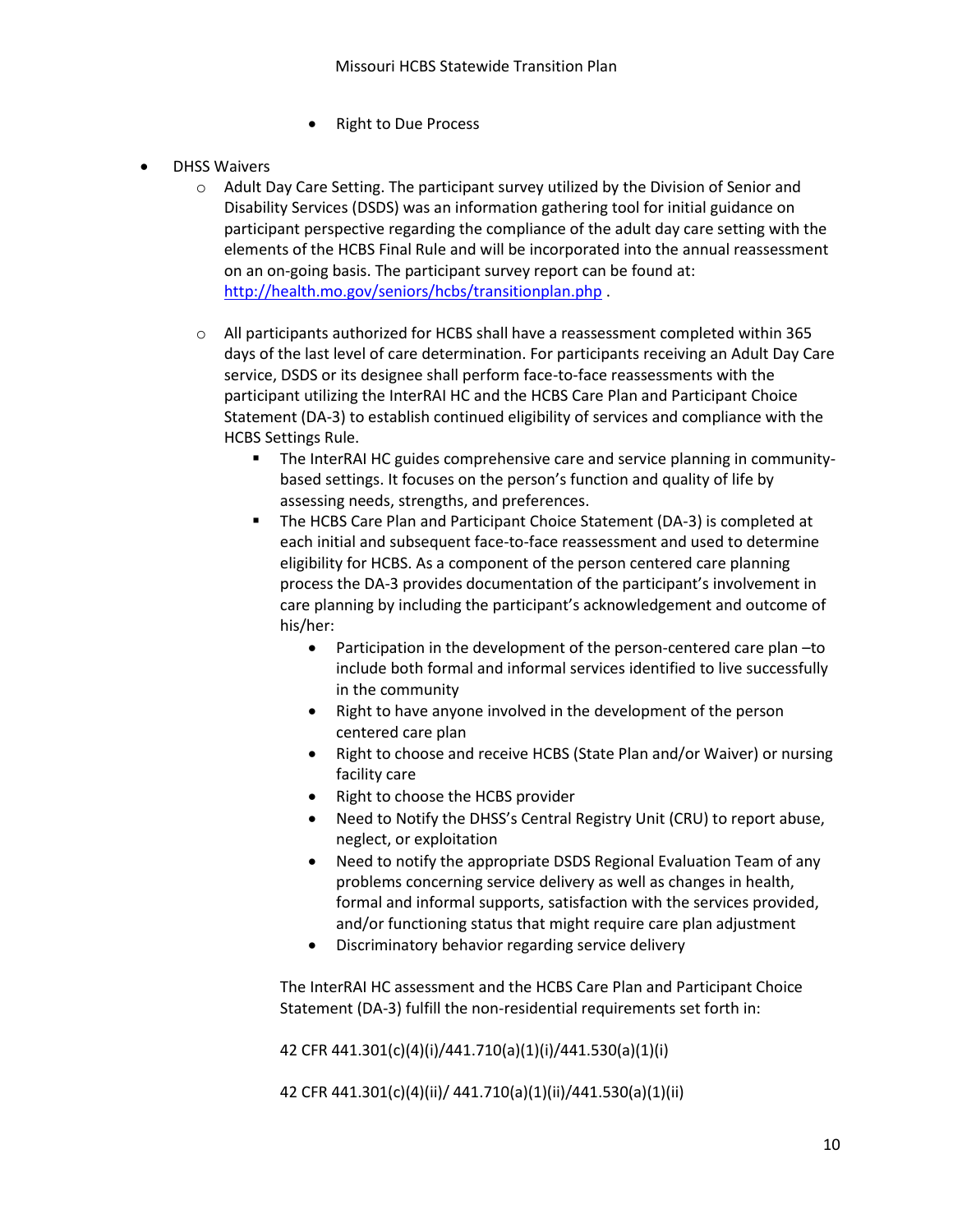- Right to Due Process

- DHSS Waivers
    - Adult Day Care Setting. The participant survey utilized by the Division of Senior and Disability Services (DSDS) was an information gathering tool for initial guidance on participant perspective regarding the compliance of the adult day care setting with the elements of the HCBS Final Rule and will be incorporated into the annual reassessment on an on-going basis. The participant survey report can be found at: [http://health.mo.gov/seniors/hcbs/transitionplan.php](http://health.mo.gov/seniors/hcbs/transitionplan.php) .

    - All participants authorized for HCBS shall have a reassessment completed within 365 days of the last level of care determination. For participants receiving an Adult Day Care service, DSDS or its designee shall perform face-to-face reassessments with the participant utilizing the InterRAI HC and the HCBS Care Plan and Participant Choice Statement (DA-3) to establish continued eligibility of services and compliance with the HCBS Settings Rule.
        - The InterRAI HC guides comprehensive care and service planning in community-based settings. It focuses on the person's function and quality of life by assessing needs, strengths, and preferences.
        - The HCBS Care Plan and Participant Choice Statement (DA-3) is completed at each initial and subsequent face-to-face reassessment and used to determine eligibility for HCBS. As a component of the person centered care planning process the DA-3 provides documentation of the participant's involvement in care planning by including the participant's acknowledgement and outcome of his/her:
            - Participation in the development of the person-centered care plan –to include both formal and informal services identified to live successfully in the community
            - Right to have anyone involved in the development of the person centered care plan
            - Right to choose and receive HCBS (State Plan and/or Waiver) or nursing facility care
            - Right to choose the HCBS provider
            - Need to Notify the DHSS's Central Registry Unit (CRU) to report abuse, neglect, or exploitation
            - Need to notify the appropriate DSDS Regional Evaluation Team of any problems concerning service delivery as well as changes in health, formal and informal supports, satisfaction with the services provided, and/or functioning status that might require care plan adjustment
            - Discriminatory behavior regarding service delivery

          The InterRAI HC assessment and the HCBS Care Plan and Participant Choice Statement (DA-3) fulfill the non-residential requirements set forth in:

          42 CFR 441.301(c)(4)(i)/441.710(a)(1)(i)/441.530(a)(1)(i)

          42 CFR 441.301(c)(4)(ii)/ 441.710(a)(1)(ii)/441.530(a)(1)(ii)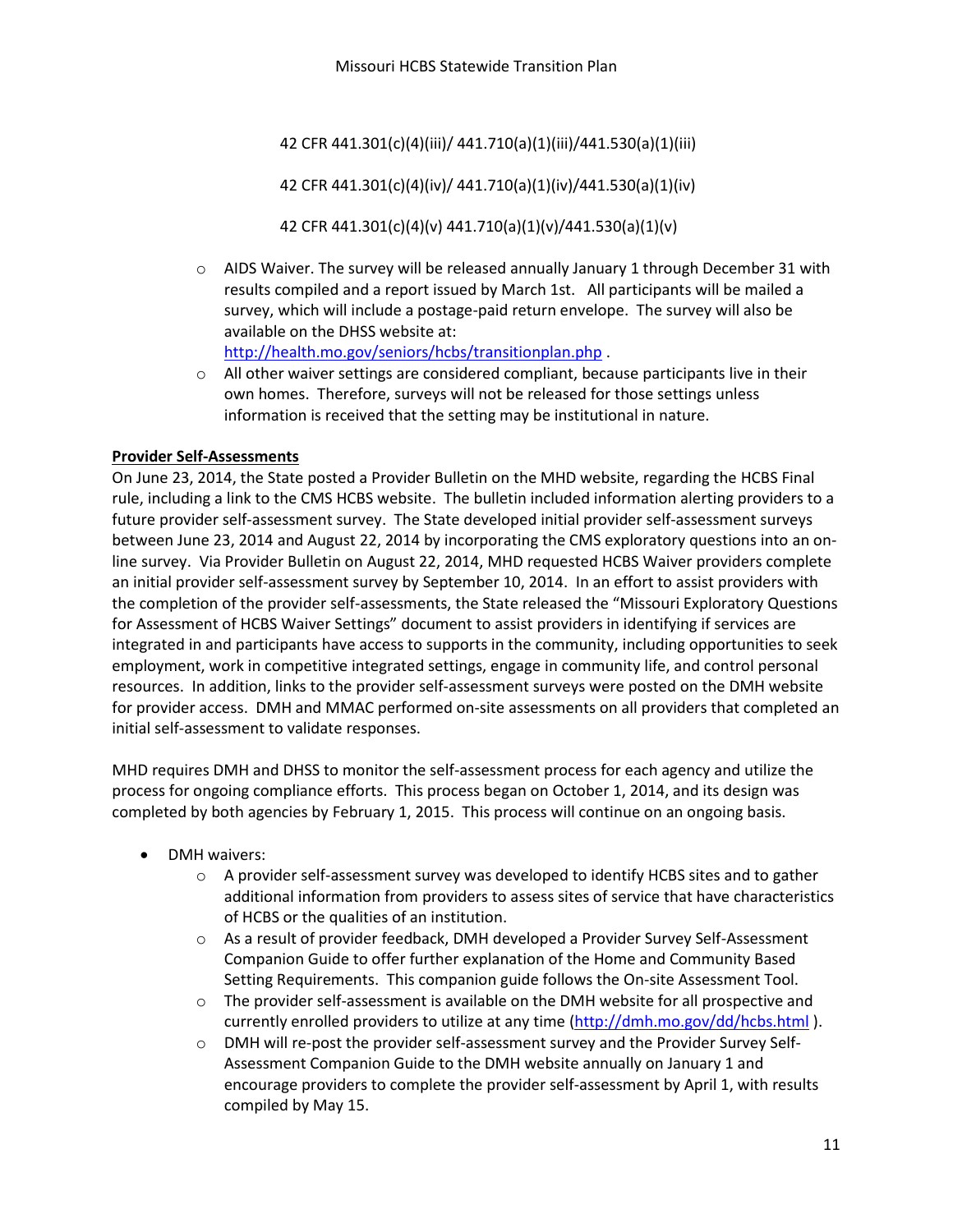42 CFR 441.301(c)(4)(iii)/ 441.710(a)(1)(iii)/441.530(a)(1)(iii)

42 CFR 441.301(c)(4)(iv)/ 441.710(a)(1)(iv)/441.530(a)(1)(iv)

42 CFR 441.301(c)(4)(v) 441.710(a)(1)(v)/441.530(a)(1)(v)

- AIDS Waiver. The survey will be released annually January 1 through December 31 with results compiled and a report issued by March 1st. All participants will be mailed a survey, which will include a postage-paid return envelope. The survey will also be available on the DHSS website at: http://health.mo.gov/seniors/hcbs/transitionplan.php .
- All other waiver settings are considered compliant, because participants live in their own homes. Therefore, surveys will not be released for those settings unless information is received that the setting may be institutional in nature.

**Provider Self-Assessments**

On June 23, 2014, the State posted a Provider Bulletin on the MHD website, regarding the HCBS Final rule, including a link to the CMS HCBS website. The bulletin included information alerting providers to a future provider self-assessment survey. The State developed initial provider self-assessment surveys between June 23, 2014 and August 22, 2014 by incorporating the CMS exploratory questions into an on-line survey. Via Provider Bulletin on August 22, 2014, MHD requested HCBS Waiver providers complete an initial provider self-assessment survey by September 10, 2014. In an effort to assist providers with the completion of the provider self-assessments, the State released the "Missouri Exploratory Questions for Assessment of HCBS Waiver Settings" document to assist providers in identifying if services are integrated in and participants have access to supports in the community, including opportunities to seek employment, work in competitive integrated settings, engage in community life, and control personal resources. In addition, links to the provider self-assessment surveys were posted on the DMH website for provider access. DMH and MMAC performed on-site assessments on all providers that completed an initial self-assessment to validate responses.

MHD requires DMH and DHSS to monitor the self-assessment process for each agency and utilize the process for ongoing compliance efforts. This process began on October 1, 2014, and its design was completed by both agencies by February 1, 2015. This process will continue on an ongoing basis.

- DMH waivers:
  - A provider self-assessment survey was developed to identify HCBS sites and to gather additional information from providers to assess sites of service that have characteristics of HCBS or the qualities of an institution.
  - As a result of provider feedback, DMH developed a Provider Survey Self-Assessment Companion Guide to offer further explanation of the Home and Community Based Setting Requirements. This companion guide follows the On-site Assessment Tool.
  - The provider self-assessment is available on the DMH website for all prospective and currently enrolled providers to utilize at any time (http://dmh.mo.gov/dd/hcbs.html ).
  - DMH will re-post the provider self-assessment survey and the Provider Survey Self-Assessment Companion Guide to the DMH website annually on January 1 and encourage providers to complete the provider self-assessment by April 1, with results compiled by May 15.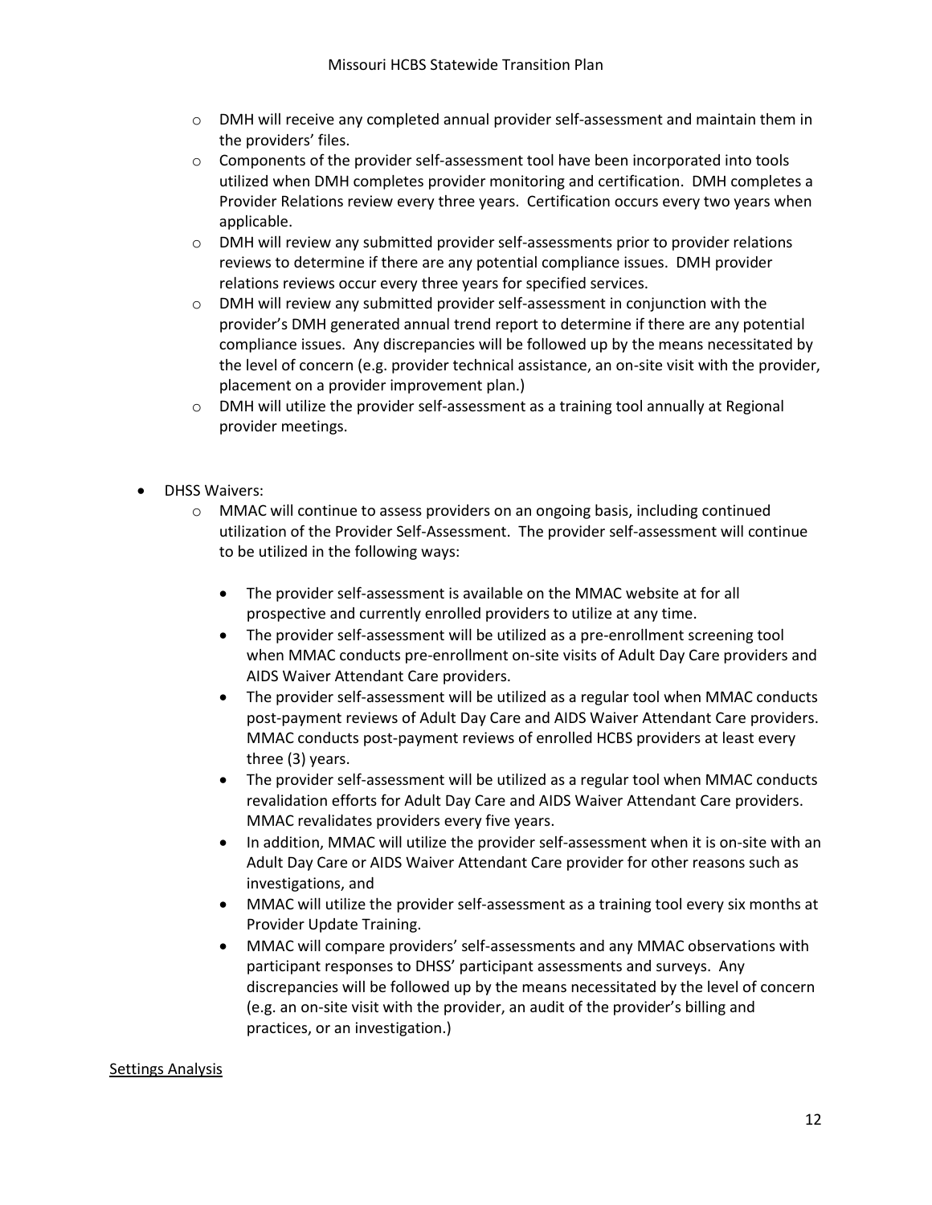- DMH will receive any completed annual provider self-assessment and maintain them in the providers' files.
- Components of the provider self-assessment tool have been incorporated into tools utilized when DMH completes provider monitoring and certification. DMH completes a Provider Relations review every three years. Certification occurs every two years when applicable.
- DMH will review any submitted provider self-assessments prior to provider relations reviews to determine if there are any potential compliance issues. DMH provider relations reviews occur every three years for specified services.
- DMH will review any submitted provider self-assessment in conjunction with the provider's DMH generated annual trend report to determine if there are any potential compliance issues. Any discrepancies will be followed up by the means necessitated by the level of concern (e.g. provider technical assistance, an on-site visit with the provider, placement on a provider improvement plan.)
- DMH will utilize the provider self-assessment as a training tool annually at Regional provider meetings.

- DHSS Waivers:
  - MMAC will continue to assess providers on an ongoing basis, including continued utilization of the Provider Self-Assessment. The provider self-assessment will continue to be utilized in the following ways:
    - The provider self-assessment is available on the MMAC website at for all prospective and currently enrolled providers to utilize at any time.
    - The provider self-assessment will be utilized as a pre-enrollment screening tool when MMAC conducts pre-enrollment on-site visits of Adult Day Care providers and AIDS Waiver Attendant Care providers.
    - The provider self-assessment will be utilized as a regular tool when MMAC conducts post-payment reviews of Adult Day Care and AIDS Waiver Attendant Care providers. MMAC conducts post-payment reviews of enrolled HCBS providers at least every three (3) years.
    - The provider self-assessment will be utilized as a regular tool when MMAC conducts revalidation efforts for Adult Day Care and AIDS Waiver Attendant Care providers. MMAC revalidates providers every five years.
    - In addition, MMAC will utilize the provider self-assessment when it is on-site with an Adult Day Care or AIDS Waiver Attendant Care provider for other reasons such as investigations, and
    - MMAC will utilize the provider self-assessment as a training tool every six months at Provider Update Training.
    - MMAC will compare providers' self-assessments and any MMAC observations with participant responses to DHSS' participant assessments and surveys. Any discrepancies will be followed up by the means necessitated by the level of concern (e.g. an on-site visit with the provider, an audit of the provider's billing and practices, or an investigation.)

<u>Settings Analysis</u>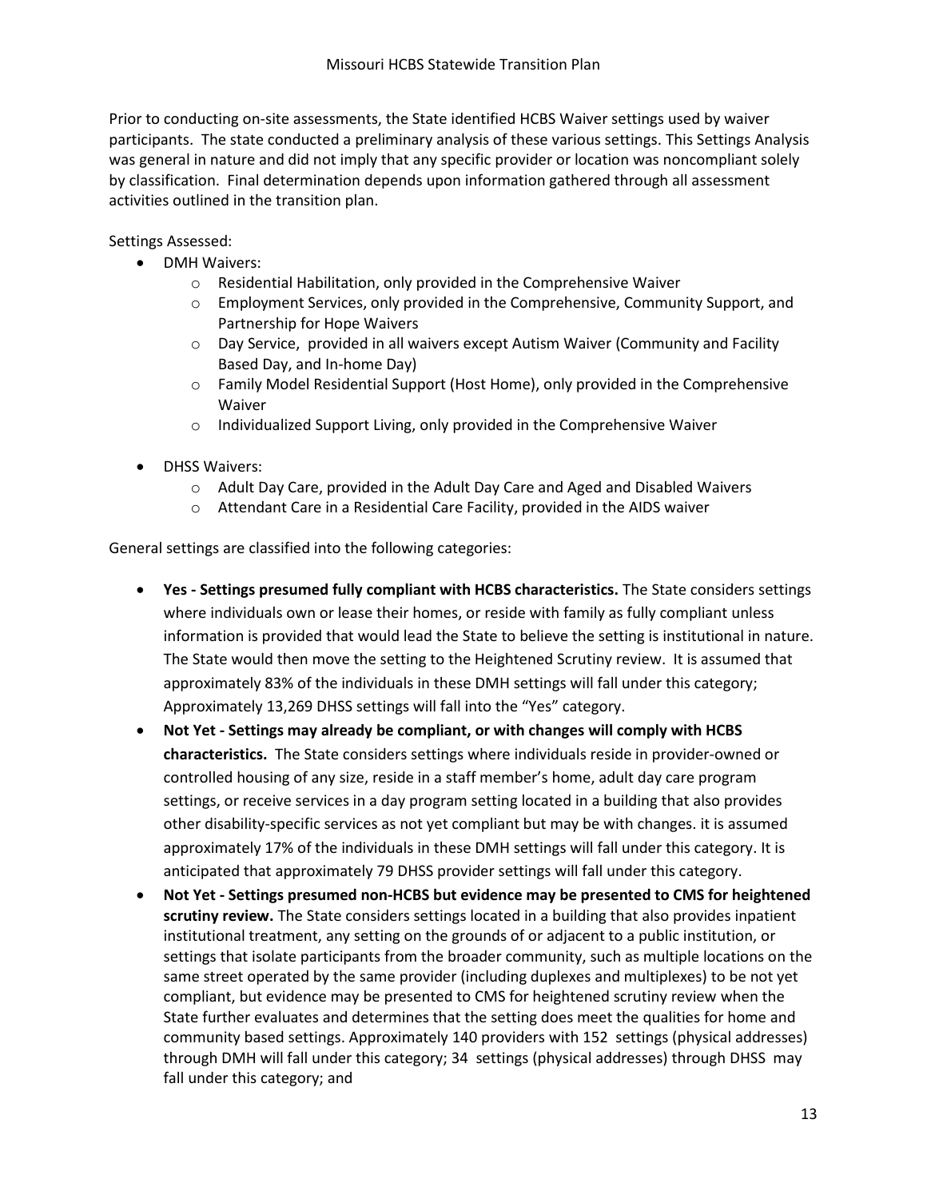Prior to conducting on-site assessments, the State identified HCBS Waiver settings used by waiver participants. The state conducted a preliminary analysis of these various settings. This Settings Analysis was general in nature and did not imply that any specific provider or location was noncompliant solely by classification. Final determination depends upon information gathered through all assessment activities outlined in the transition plan.

Settings Assessed:

- DMH Waivers:
  - Residential Habilitation, only provided in the Comprehensive Waiver
  - Employment Services, only provided in the Comprehensive, Community Support, and Partnership for Hope Waivers
  - Day Service, provided in all waivers except Autism Waiver (Community and Facility Based Day, and In-home Day)
  - Family Model Residential Support (Host Home), only provided in the Comprehensive Waiver
  - Individualized Support Living, only provided in the Comprehensive Waiver
- DHSS Waivers:
  - Adult Day Care, provided in the Adult Day Care and Aged and Disabled Waivers
  - Attendant Care in a Residential Care Facility, provided in the AIDS waiver

General settings are classified into the following categories:

- **Yes - Settings presumed fully compliant with HCBS characteristics.** The State considers settings where individuals own or lease their homes, or reside with family as fully compliant unless information is provided that would lead the State to believe the setting is institutional in nature. The State would then move the setting to the Heightened Scrutiny review. It is assumed that approximately 83% of the individuals in these DMH settings will fall under this category; Approximately 13,269 DHSS settings will fall into the "Yes" category.
- **Not Yet - Settings may already be compliant, or with changes will comply with HCBS characteristics.** The State considers settings where individuals reside in provider-owned or controlled housing of any size, reside in a staff member's home, adult day care program settings, or receive services in a day program setting located in a building that also provides other disability-specific services as not yet compliant but may be with changes. it is assumed approximately 17% of the individuals in these DMH settings will fall under this category. It is anticipated that approximately 79 DHSS provider settings will fall under this category.
- **Not Yet - Settings presumed non-HCBS but evidence may be presented to CMS for heightened scrutiny review.** The State considers settings located in a building that also provides inpatient institutional treatment, any setting on the grounds of or adjacent to a public institution, or settings that isolate participants from the broader community, such as multiple locations on the same street operated by the same provider (including duplexes and multiplexes) to be not yet compliant, but evidence may be presented to CMS for heightened scrutiny review when the State further evaluates and determines that the setting does meet the qualities for home and community based settings. Approximately 140 providers with 152 settings (physical addresses) through DMH will fall under this category; 34 settings (physical addresses) through DHSS may fall under this category; and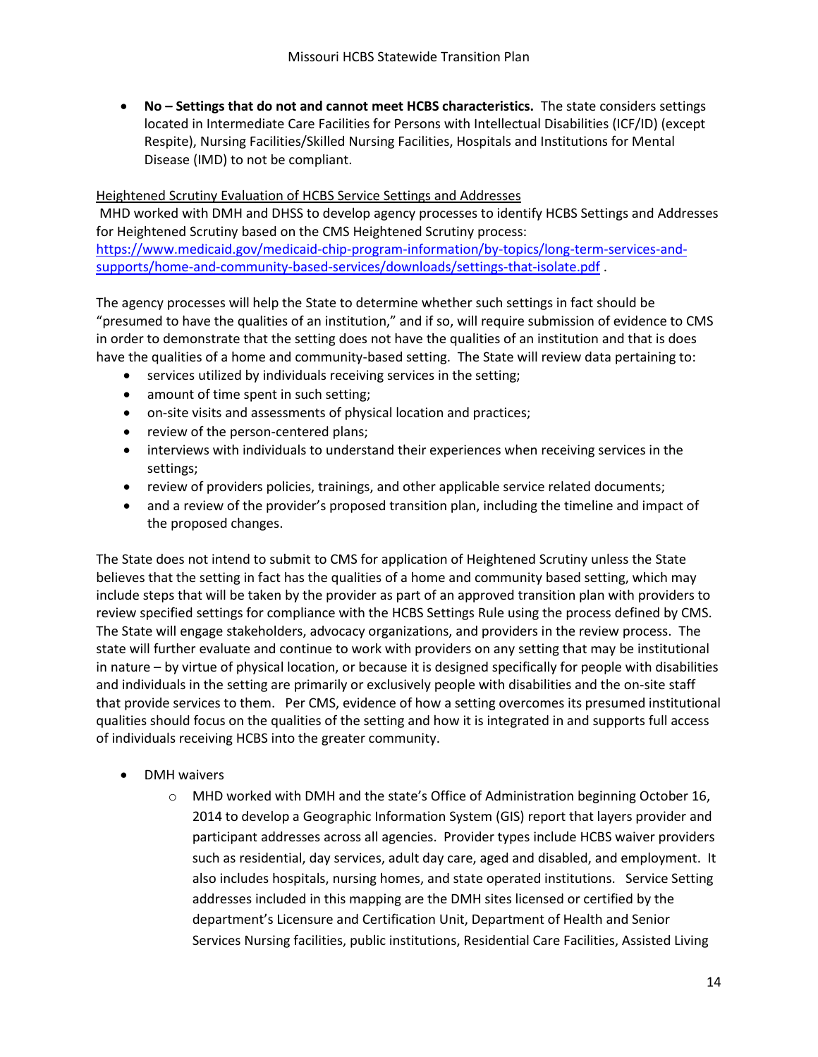- **No – Settings that do not and cannot meet HCBS characteristics.** The state considers settings located in Intermediate Care Facilities for Persons with Intellectual Disabilities (ICF/ID) (except Respite), Nursing Facilities/Skilled Nursing Facilities, Hospitals and Institutions for Mental Disease (IMD) to not be compliant.

Heightened Scrutiny Evaluation of HCBS Service Settings and Addresses

MHD worked with DMH and DHSS to develop agency processes to identify HCBS Settings and Addresses for Heightened Scrutiny based on the CMS Heightened Scrutiny process: [https://www.medicaid.gov/medicaid-chip-program-information/by-topics/long-term-services-and-supports/home-and-community-based-services/downloads/settings-that-isolate.pdf](https://www.medicaid.gov/medicaid-chip-program-information/by-topics/long-term-services-and-supports/home-and-community-based-services/downloads/settings-that-isolate.pdf) .

The agency processes will help the State to determine whether such settings in fact should be "presumed to have the qualities of an institution," and if so, will require submission of evidence to CMS in order to demonstrate that the setting does not have the qualities of an institution and that is does have the qualities of a home and community-based setting. The State will review data pertaining to:

- services utilized by individuals receiving services in the setting;
- amount of time spent in such setting;
- on-site visits and assessments of physical location and practices;
- review of the person-centered plans;
- interviews with individuals to understand their experiences when receiving services in the settings;
- review of providers policies, trainings, and other applicable service related documents;
- and a review of the provider's proposed transition plan, including the timeline and impact of the proposed changes.

The State does not intend to submit to CMS for application of Heightened Scrutiny unless the State believes that the setting in fact has the qualities of a home and community based setting, which may include steps that will be taken by the provider as part of an approved transition plan with providers to review specified settings for compliance with the HCBS Settings Rule using the process defined by CMS. The State will engage stakeholders, advocacy organizations, and providers in the review process. The state will further evaluate and continue to work with providers on any setting that may be institutional in nature – by virtue of physical location, or because it is designed specifically for people with disabilities and individuals in the setting are primarily or exclusively people with disabilities and the on-site staff that provide services to them. Per CMS, evidence of how a setting overcomes its presumed institutional qualities should focus on the qualities of the setting and how it is integrated in and supports full access of individuals receiving HCBS into the greater community.

- DMH waivers
  - MHD worked with DMH and the state's Office of Administration beginning October 16, 2014 to develop a Geographic Information System (GIS) report that layers provider and participant addresses across all agencies. Provider types include HCBS waiver providers such as residential, day services, adult day care, aged and disabled, and employment. It also includes hospitals, nursing homes, and state operated institutions. Service Setting addresses included in this mapping are the DMH sites licensed or certified by the department's Licensure and Certification Unit, Department of Health and Senior Services Nursing facilities, public institutions, Residential Care Facilities, Assisted Living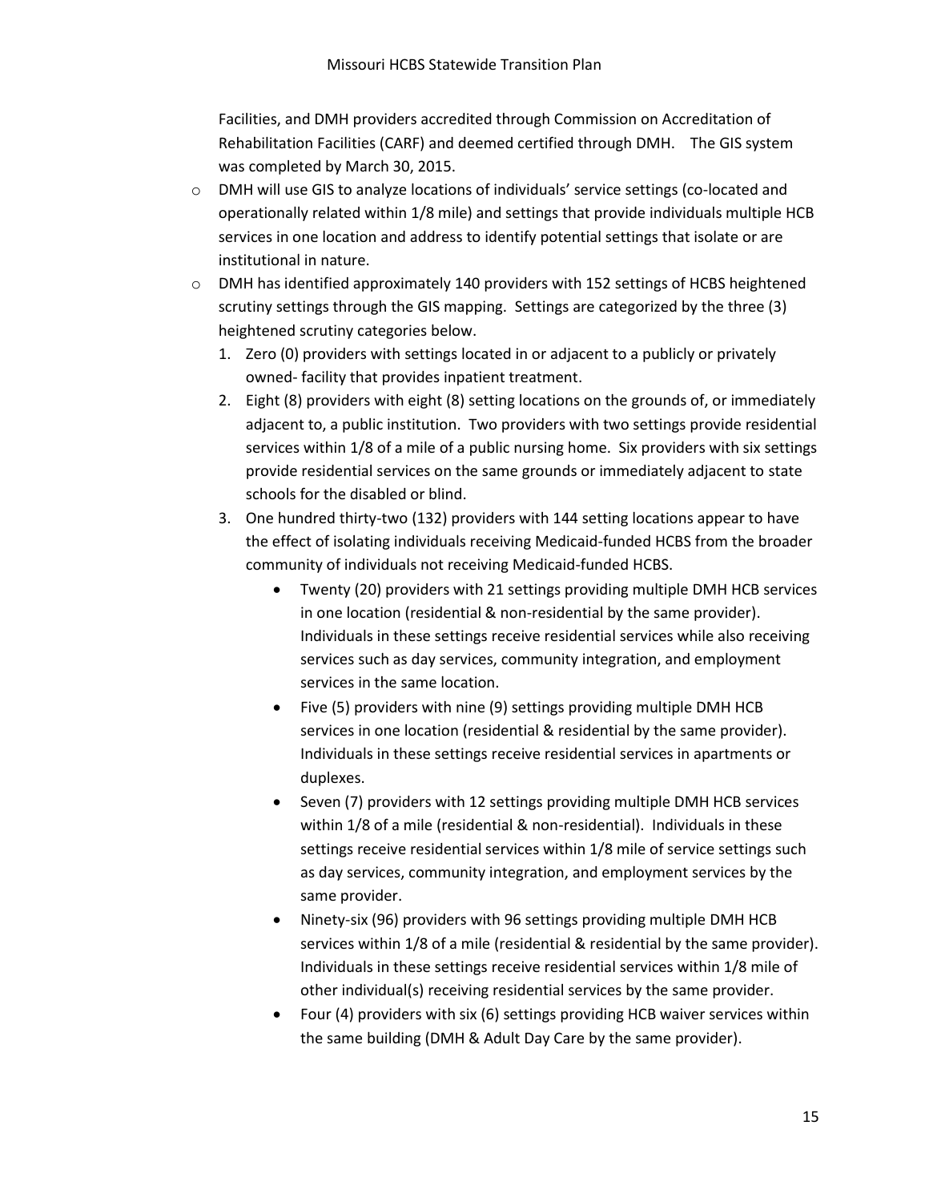Facilities, and DMH providers accredited through Commission on Accreditation of Rehabilitation Facilities (CARF) and deemed certified through DMH.  The GIS system was completed by March 30, 2015.

- DMH will use GIS to analyze locations of individuals' service settings (co-located and operationally related within 1/8 mile) and settings that provide individuals multiple HCB services in one location and address to identify potential settings that isolate or are institutional in nature.
- DMH has identified approximately 140 providers with 152 settings of HCBS heightened scrutiny settings through the GIS mapping.  Settings are categorized by the three (3) heightened scrutiny categories below.
  1. Zero (0) providers with settings located in or adjacent to a publicly or privately owned- facility that provides inpatient treatment.
  2. Eight (8) providers with eight (8) setting locations on the grounds of, or immediately adjacent to, a public institution.  Two providers with two settings provide residential services within 1/8 of a mile of a public nursing home.  Six providers with six settings provide residential services on the same grounds or immediately adjacent to state schools for the disabled or blind.
  3. One hundred thirty-two (132) providers with 144 setting locations appear to have the effect of isolating individuals receiving Medicaid-funded HCBS from the broader community of individuals not receiving Medicaid-funded HCBS.
     - Twenty (20) providers with 21 settings providing multiple DMH HCB services in one location (residential & non-residential by the same provider). Individuals in these settings receive residential services while also receiving services such as day services, community integration, and employment services in the same location.
     - Five (5) providers with nine (9) settings providing multiple DMH HCB services in one location (residential & residential by the same provider). Individuals in these settings receive residential services in apartments or duplexes.
     - Seven (7) providers with 12 settings providing multiple DMH HCB services within 1/8 of a mile (residential & non-residential).  Individuals in these settings receive residential services within 1/8 mile of service settings such as day services, community integration, and employment services by the same provider.
     - Ninety-six (96) providers with 96 settings providing multiple DMH HCB services within 1/8 of a mile (residential & residential by the same provider). Individuals in these settings receive residential services within 1/8 mile of other individual(s) receiving residential services by the same provider.
     - Four (4) providers with six (6) settings providing HCB waiver services within the same building (DMH & Adult Day Care by the same provider).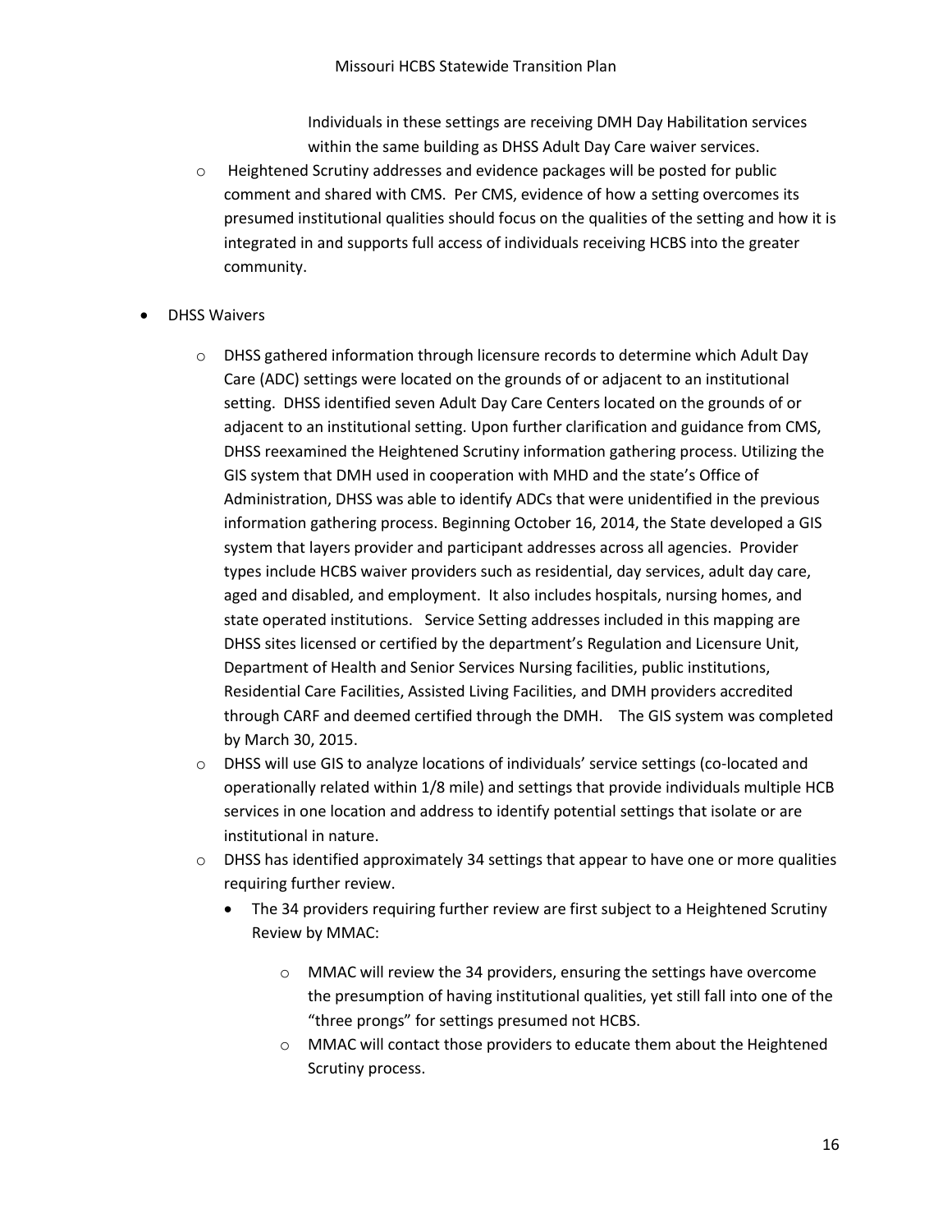Individuals in these settings are receiving DMH Day Habilitation services within the same building as DHSS Adult Day Care waiver services.

- Heightened Scrutiny addresses and evidence packages will be posted for public comment and shared with CMS. Per CMS, evidence of how a setting overcomes its presumed institutional qualities should focus on the qualities of the setting and how it is integrated in and supports full access of individuals receiving HCBS into the greater community.

- DHSS Waivers
  - DHSS gathered information through licensure records to determine which Adult Day Care (ADC) settings were located on the grounds of or adjacent to an institutional setting. DHSS identified seven Adult Day Care Centers located on the grounds of or adjacent to an institutional setting. Upon further clarification and guidance from CMS, DHSS reexamined the Heightened Scrutiny information gathering process. Utilizing the GIS system that DMH used in cooperation with MHD and the state's Office of Administration, DHSS was able to identify ADCs that were unidentified in the previous information gathering process. Beginning October 16, 2014, the State developed a GIS system that layers provider and participant addresses across all agencies. Provider types include HCBS waiver providers such as residential, day services, adult day care, aged and disabled, and employment. It also includes hospitals, nursing homes, and state operated institutions. Service Setting addresses included in this mapping are DHSS sites licensed or certified by the department's Regulation and Licensure Unit, Department of Health and Senior Services Nursing facilities, public institutions, Residential Care Facilities, Assisted Living Facilities, and DMH providers accredited through CARF and deemed certified through the DMH. The GIS system was completed by March 30, 2015.
  - DHSS will use GIS to analyze locations of individuals' service settings (co-located and operationally related within 1/8 mile) and settings that provide individuals multiple HCB services in one location and address to identify potential settings that isolate or are institutional in nature.
  - DHSS has identified approximately 34 settings that appear to have one or more qualities requiring further review.
    - The 34 providers requiring further review are first subject to a Heightened Scrutiny Review by MMAC:
      - MMAC will review the 34 providers, ensuring the settings have overcome the presumption of having institutional qualities, yet still fall into one of the "three prongs" for settings presumed not HCBS.
      - MMAC will contact those providers to educate them about the Heightened Scrutiny process.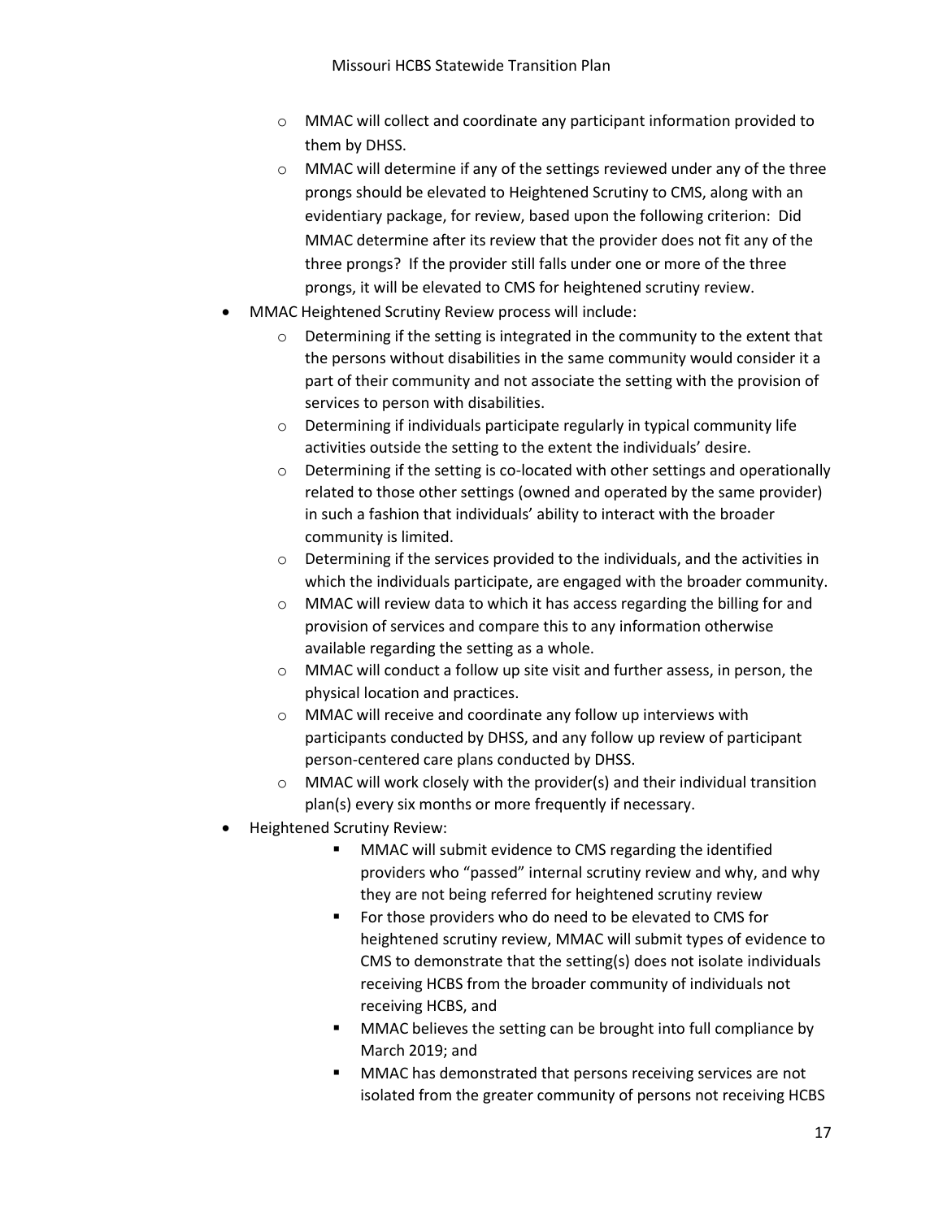- MMAC will collect and coordinate any participant information provided to them by DHSS.
    - MMAC will determine if any of the settings reviewed under any of the three prongs should be elevated to Heightened Scrutiny to CMS, along with an evidentiary package, for review, based upon the following criterion: Did MMAC determine after its review that the provider does not fit any of the three prongs? If the provider still falls under one or more of the three prongs, it will be elevated to CMS for heightened scrutiny review.
- MMAC Heightened Scrutiny Review process will include:
    - Determining if the setting is integrated in the community to the extent that the persons without disabilities in the same community would consider it a part of their community and not associate the setting with the provision of services to person with disabilities.
    - Determining if individuals participate regularly in typical community life activities outside the setting to the extent the individuals' desire.
    - Determining if the setting is co-located with other settings and operationally related to those other settings (owned and operated by the same provider) in such a fashion that individuals' ability to interact with the broader community is limited.
    - Determining if the services provided to the individuals, and the activities in which the individuals participate, are engaged with the broader community.
    - MMAC will review data to which it has access regarding the billing for and provision of services and compare this to any information otherwise available regarding the setting as a whole.
    - MMAC will conduct a follow up site visit and further assess, in person, the physical location and practices.
    - MMAC will receive and coordinate any follow up interviews with participants conducted by DHSS, and any follow up review of participant person-centered care plans conducted by DHSS.
    - MMAC will work closely with the provider(s) and their individual transition plan(s) every six months or more frequently if necessary.
- Heightened Scrutiny Review:
    - MMAC will submit evidence to CMS regarding the identified providers who "passed" internal scrutiny review and why, and why they are not being referred for heightened scrutiny review
    - For those providers who do need to be elevated to CMS for heightened scrutiny review, MMAC will submit types of evidence to CMS to demonstrate that the setting(s) does not isolate individuals receiving HCBS from the broader community of individuals not receiving HCBS, and
    - MMAC believes the setting can be brought into full compliance by March 2019; and
    - MMAC has demonstrated that persons receiving services are not isolated from the greater community of persons not receiving HCBS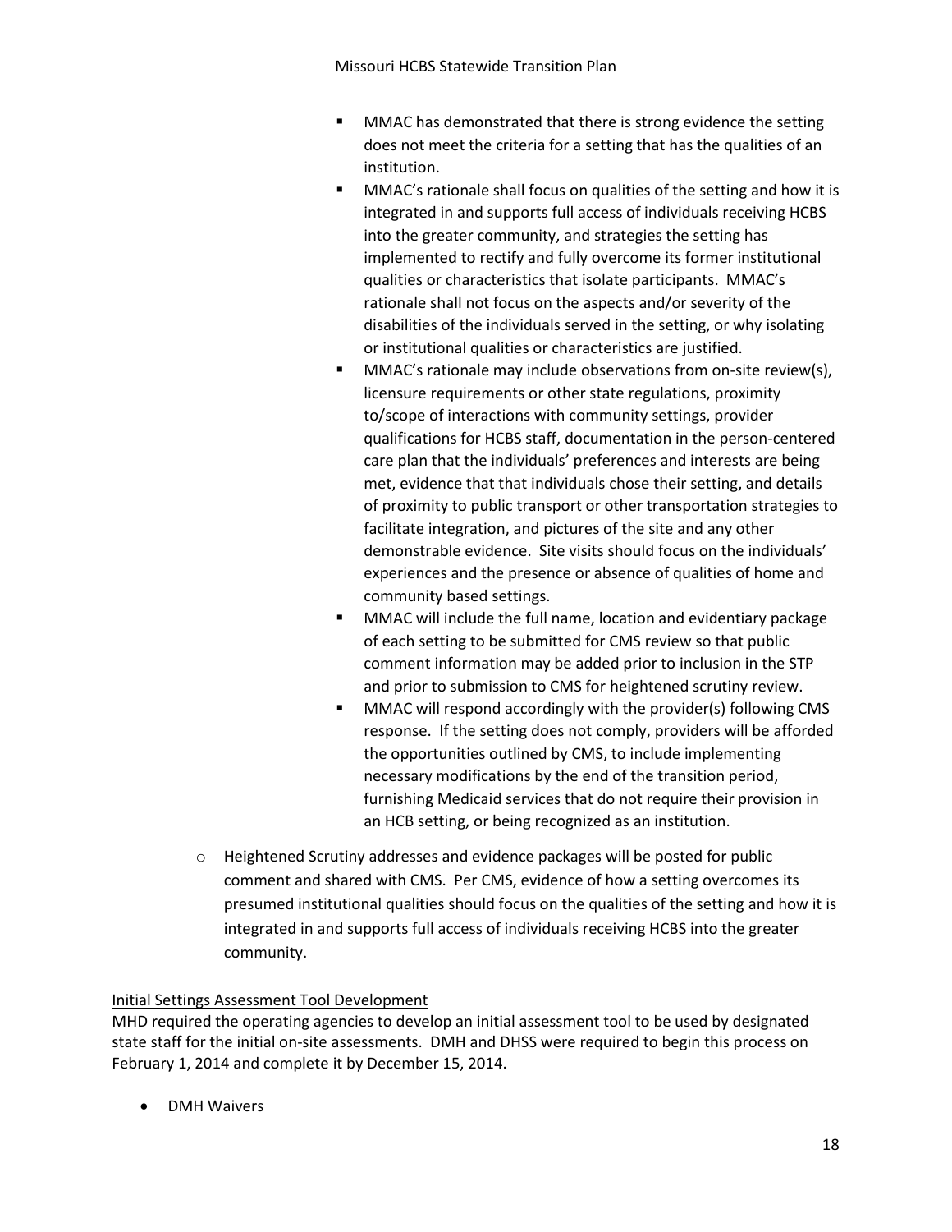- MMAC has demonstrated that there is strong evidence the setting does not meet the criteria for a setting that has the qualities of an institution.
- MMAC's rationale shall focus on qualities of the setting and how it is integrated in and supports full access of individuals receiving HCBS into the greater community, and strategies the setting has implemented to rectify and fully overcome its former institutional qualities or characteristics that isolate participants. MMAC's rationale shall not focus on the aspects and/or severity of the disabilities of the individuals served in the setting, or why isolating or institutional qualities or characteristics are justified.
- MMAC's rationale may include observations from on-site review(s), licensure requirements or other state regulations, proximity to/scope of interactions with community settings, provider qualifications for HCBS staff, documentation in the person-centered care plan that the individuals' preferences and interests are being met, evidence that that individuals chose their setting, and details of proximity to public transport or other transportation strategies to facilitate integration, and pictures of the site and any other demonstrable evidence. Site visits should focus on the individuals' experiences and the presence or absence of qualities of home and community based settings.
- MMAC will include the full name, location and evidentiary package of each setting to be submitted for CMS review so that public comment information may be added prior to inclusion in the STP and prior to submission to CMS for heightened scrutiny review.
- MMAC will respond accordingly with the provider(s) following CMS response. If the setting does not comply, providers will be afforded the opportunities outlined by CMS, to include implementing necessary modifications by the end of the transition period, furnishing Medicaid services that do not require their provision in an HCB setting, or being recognized as an institution.

- Heightened Scrutiny addresses and evidence packages will be posted for public comment and shared with CMS. Per CMS, evidence of how a setting overcomes its presumed institutional qualities should focus on the qualities of the setting and how it is integrated in and supports full access of individuals receiving HCBS into the greater community.

Initial Settings Assessment Tool Development

MHD required the operating agencies to develop an initial assessment tool to be used by designated state staff for the initial on-site assessments. DMH and DHSS were required to begin this process on February 1, 2014 and complete it by December 15, 2014.

- DMH Waivers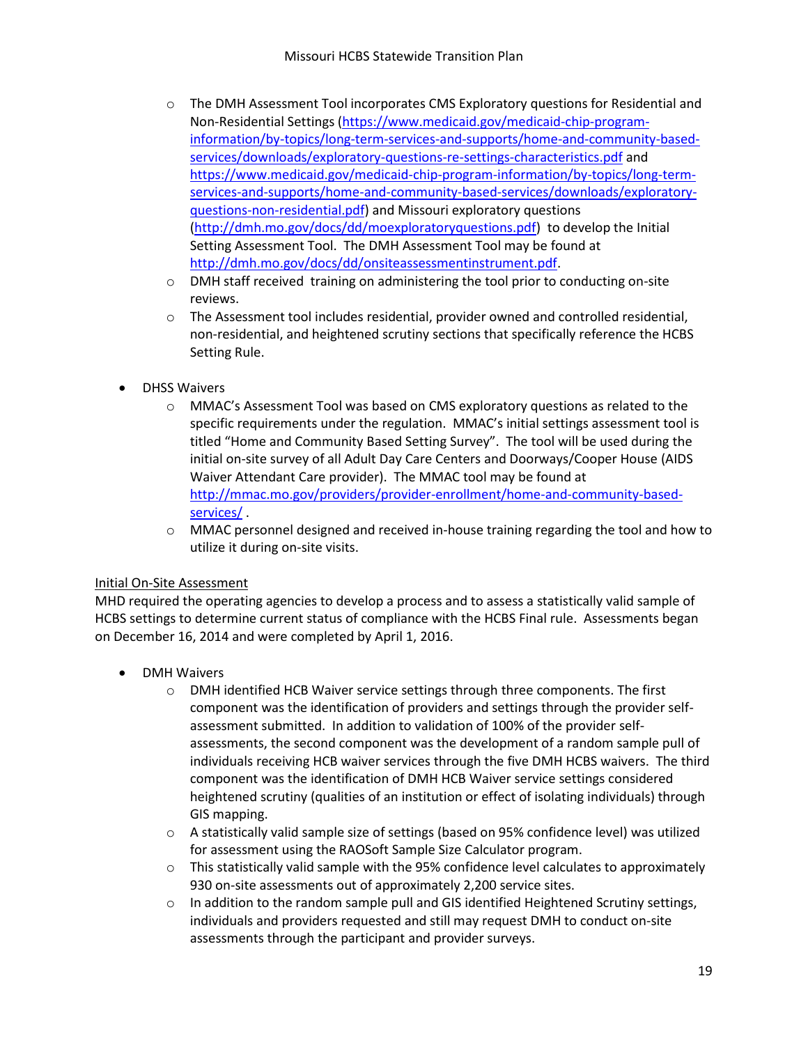- The DMH Assessment Tool incorporates CMS Exploratory questions for Residential and Non-Residential Settings (https://www.medicaid.gov/medicaid-chip-program-information/by-topics/long-term-services-and-supports/home-and-community-based-services/downloads/exploratory-questions-re-settings-characteristics.pdf and https://www.medicaid.gov/medicaid-chip-program-information/by-topics/long-term-services-and-supports/home-and-community-based-services/downloads/exploratory-questions-non-residential.pdf) and Missouri exploratory questions (http://dmh.mo.gov/docs/dd/moexploratoryquestions.pdf) to develop the Initial Setting Assessment Tool. The DMH Assessment Tool may be found at http://dmh.mo.gov/docs/dd/onsiteassessmentinstrument.pdf.
- DMH staff received training on administering the tool prior to conducting on-site reviews.
- The Assessment tool includes residential, provider owned and controlled residential, non-residential, and heightened scrutiny sections that specifically reference the HCBS Setting Rule.

- DHSS Waivers
  - MMAC's Assessment Tool was based on CMS exploratory questions as related to the specific requirements under the regulation. MMAC's initial settings assessment tool is titled "Home and Community Based Setting Survey". The tool will be used during the initial on-site survey of all Adult Day Care Centers and Doorways/Cooper House (AIDS Waiver Attendant Care provider). The MMAC tool may be found at http://mmac.mo.gov/providers/provider-enrollment/home-and-community-based-services/ .
  - MMAC personnel designed and received in-house training regarding the tool and how to utilize it during on-site visits.

<u>Initial On-Site Assessment</u>

MHD required the operating agencies to develop a process and to assess a statistically valid sample of HCBS settings to determine current status of compliance with the HCBS Final rule. Assessments began on December 16, 2014 and were completed by April 1, 2016.

- DMH Waivers
  - DMH identified HCB Waiver service settings through three components. The first component was the identification of providers and settings through the provider self-assessment submitted. In addition to validation of 100% of the provider self-assessments, the second component was the development of a random sample pull of individuals receiving HCB waiver services through the five DMH HCBS waivers. The third component was the identification of DMH HCB Waiver service settings considered heightened scrutiny (qualities of an institution or effect of isolating individuals) through GIS mapping.
  - A statistically valid sample size of settings (based on 95% confidence level) was utilized for assessment using the RAOSoft Sample Size Calculator program.
  - This statistically valid sample with the 95% confidence level calculates to approximately 930 on-site assessments out of approximately 2,200 service sites.
  - In addition to the random sample pull and GIS identified Heightened Scrutiny settings, individuals and providers requested and still may request DMH to conduct on-site assessments through the participant and provider surveys.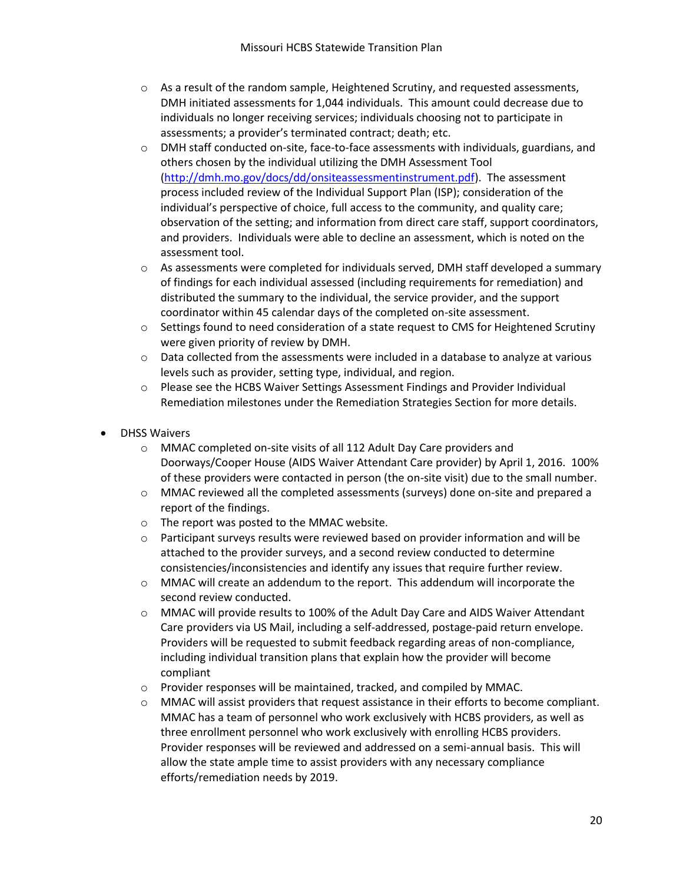- As a result of the random sample, Heightened Scrutiny, and requested assessments, DMH initiated assessments for 1,044 individuals. This amount could decrease due to individuals no longer receiving services; individuals choosing not to participate in assessments; a provider's terminated contract; death; etc.
- DMH staff conducted on-site, face-to-face assessments with individuals, guardians, and others chosen by the individual utilizing the DMH Assessment Tool (http://dmh.mo.gov/docs/dd/onsiteassessmentinstrument.pdf). The assessment process included review of the Individual Support Plan (ISP); consideration of the individual's perspective of choice, full access to the community, and quality care; observation of the setting; and information from direct care staff, support coordinators, and providers. Individuals were able to decline an assessment, which is noted on the assessment tool.
- As assessments were completed for individuals served, DMH staff developed a summary of findings for each individual assessed (including requirements for remediation) and distributed the summary to the individual, the service provider, and the support coordinator within 45 calendar days of the completed on-site assessment.
- Settings found to need consideration of a state request to CMS for Heightened Scrutiny were given priority of review by DMH.
- Data collected from the assessments were included in a database to analyze at various levels such as provider, setting type, individual, and region.
- Please see the HCBS Waiver Settings Assessment Findings and Provider Individual Remediation milestones under the Remediation Strategies Section for more details.

- DHSS Waivers
  - MMAC completed on-site visits of all 112 Adult Day Care providers and Doorways/Cooper House (AIDS Waiver Attendant Care provider) by April 1, 2016. 100% of these providers were contacted in person (the on-site visit) due to the small number.
  - MMAC reviewed all the completed assessments (surveys) done on-site and prepared a report of the findings.
  - The report was posted to the MMAC website.
  - Participant surveys results were reviewed based on provider information and will be attached to the provider surveys, and a second review conducted to determine consistencies/inconsistencies and identify any issues that require further review.
  - MMAC will create an addendum to the report. This addendum will incorporate the second review conducted.
  - MMAC will provide results to 100% of the Adult Day Care and AIDS Waiver Attendant Care providers via US Mail, including a self-addressed, postage-paid return envelope. Providers will be requested to submit feedback regarding areas of non-compliance, including individual transition plans that explain how the provider will become compliant
  - Provider responses will be maintained, tracked, and compiled by MMAC.
  - MMAC will assist providers that request assistance in their efforts to become compliant. MMAC has a team of personnel who work exclusively with HCBS providers, as well as three enrollment personnel who work exclusively with enrolling HCBS providers. Provider responses will be reviewed and addressed on a semi-annual basis. This will allow the state ample time to assist providers with any necessary compliance efforts/remediation needs by 2019.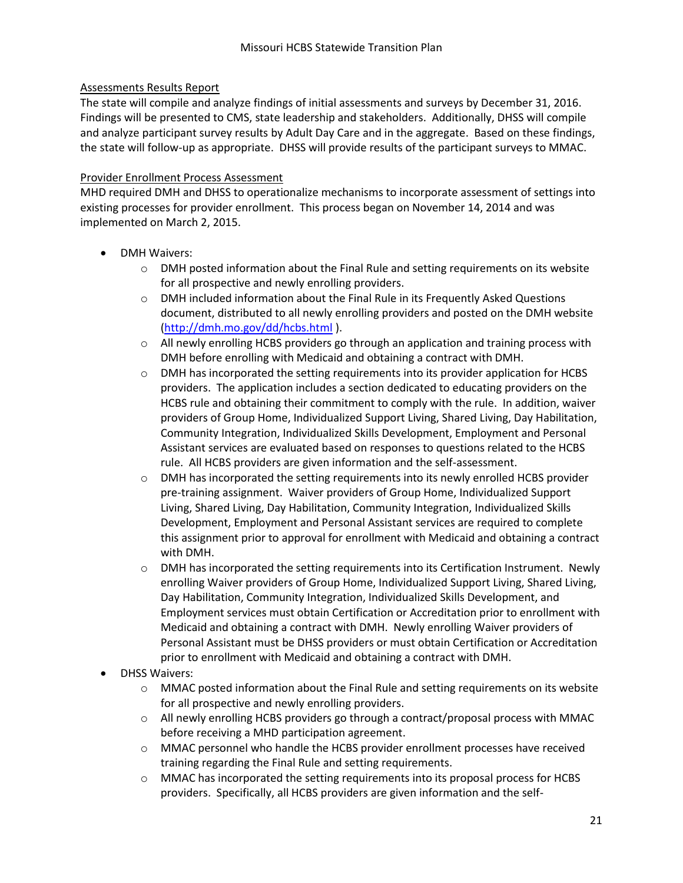<u>Assessments Results Report</u>

The state will compile and analyze findings of initial assessments and surveys by December 31, 2016. Findings will be presented to CMS, state leadership and stakeholders. Additionally, DHSS will compile and analyze participant survey results by Adult Day Care and in the aggregate. Based on these findings, the state will follow-up as appropriate. DHSS will provide results of the participant surveys to MMAC.

<u>Provider Enrollment Process Assessment</u>

MHD required DMH and DHSS to operationalize mechanisms to incorporate assessment of settings into existing processes for provider enrollment. This process began on November 14, 2014 and was implemented on March 2, 2015.

- DMH Waivers:
  - DMH posted information about the Final Rule and setting requirements on its website for all prospective and newly enrolling providers.
  - DMH included information about the Final Rule in its Frequently Asked Questions document, distributed to all newly enrolling providers and posted on the DMH website (http://dmh.mo.gov/dd/hcbs.html ).
  - All newly enrolling HCBS providers go through an application and training process with DMH before enrolling with Medicaid and obtaining a contract with DMH.
  - DMH has incorporated the setting requirements into its provider application for HCBS providers. The application includes a section dedicated to educating providers on the HCBS rule and obtaining their commitment to comply with the rule. In addition, waiver providers of Group Home, Individualized Support Living, Shared Living, Day Habilitation, Community Integration, Individualized Skills Development, Employment and Personal Assistant services are evaluated based on responses to questions related to the HCBS rule. All HCBS providers are given information and the self-assessment.
  - DMH has incorporated the setting requirements into its newly enrolled HCBS provider pre-training assignment. Waiver providers of Group Home, Individualized Support Living, Shared Living, Day Habilitation, Community Integration, Individualized Skills Development, Employment and Personal Assistant services are required to complete this assignment prior to approval for enrollment with Medicaid and obtaining a contract with DMH.
  - DMH has incorporated the setting requirements into its Certification Instrument. Newly enrolling Waiver providers of Group Home, Individualized Support Living, Shared Living, Day Habilitation, Community Integration, Individualized Skills Development, and Employment services must obtain Certification or Accreditation prior to enrollment with Medicaid and obtaining a contract with DMH. Newly enrolling Waiver providers of Personal Assistant must be DHSS providers or must obtain Certification or Accreditation prior to enrollment with Medicaid and obtaining a contract with DMH.
- DHSS Waivers:
  - MMAC posted information about the Final Rule and setting requirements on its website for all prospective and newly enrolling providers.
  - All newly enrolling HCBS providers go through a contract/proposal process with MMAC before receiving a MHD participation agreement.
  - MMAC personnel who handle the HCBS provider enrollment processes have received training regarding the Final Rule and setting requirements.
  - MMAC has incorporated the setting requirements into its proposal process for HCBS providers. Specifically, all HCBS providers are given information and the self-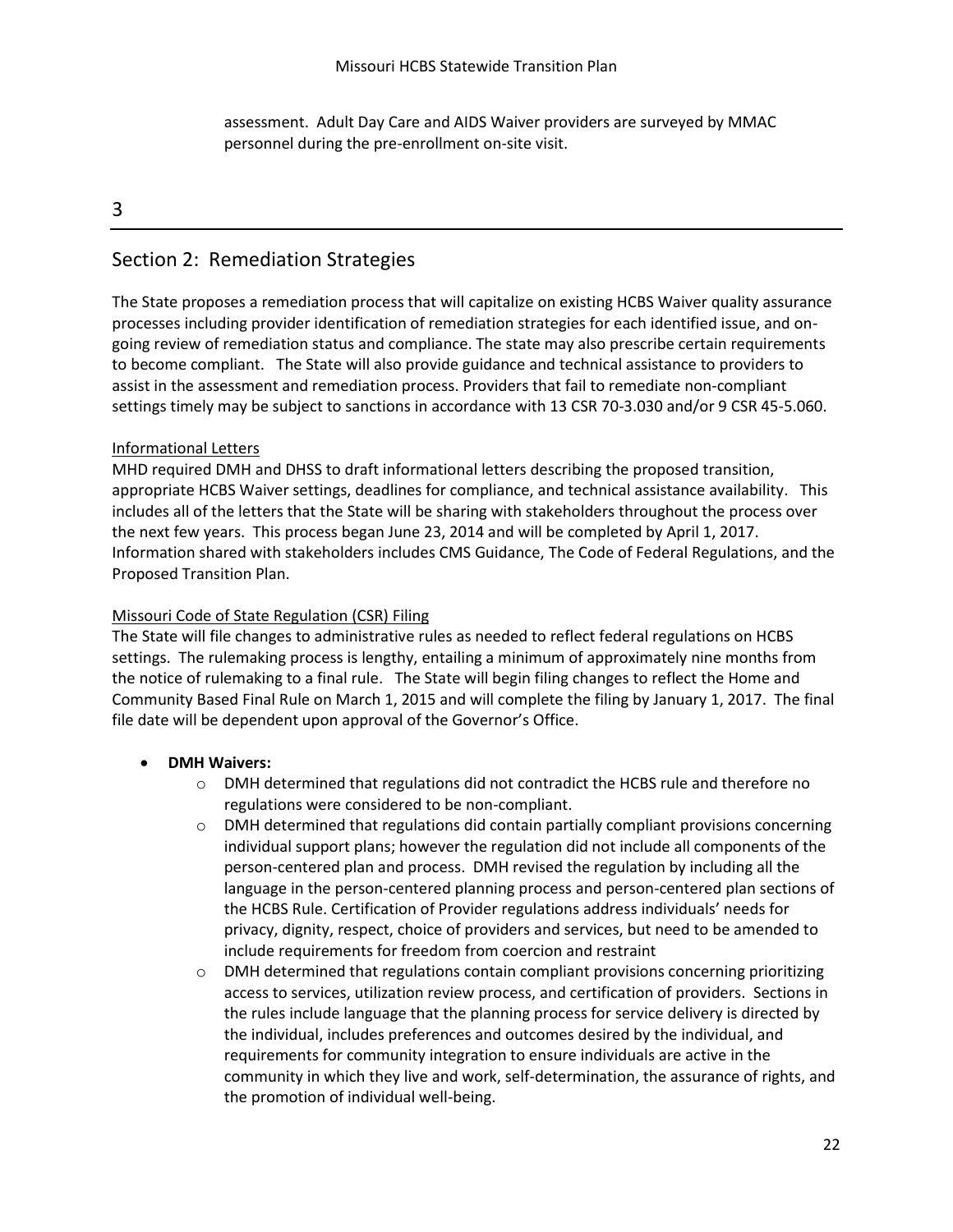assessment. Adult Day Care and AIDS Waiver providers are surveyed by MMAC personnel during the pre-enrollment on-site visit.

3

## Section 2: Remediation Strategies

The State proposes a remediation process that will capitalize on existing HCBS Waiver quality assurance processes including provider identification of remediation strategies for each identified issue, and on-going review of remediation status and compliance. The state may also prescribe certain requirements to become compliant. The State will also provide guidance and technical assistance to providers to assist in the assessment and remediation process. Providers that fail to remediate non-compliant settings timely may be subject to sanctions in accordance with 13 CSR 70-3.030 and/or 9 CSR 45-5.060.

Informational Letters

MHD required DMH and DHSS to draft informational letters describing the proposed transition, appropriate HCBS Waiver settings, deadlines for compliance, and technical assistance availability. This includes all of the letters that the State will be sharing with stakeholders throughout the process over the next few years. This process began June 23, 2014 and will be completed by April 1, 2017. Information shared with stakeholders includes CMS Guidance, The Code of Federal Regulations, and the Proposed Transition Plan.

Missouri Code of State Regulation (CSR) Filing

The State will file changes to administrative rules as needed to reflect federal regulations on HCBS settings. The rulemaking process is lengthy, entailing a minimum of approximately nine months from the notice of rulemaking to a final rule. The State will begin filing changes to reflect the Home and Community Based Final Rule on March 1, 2015 and will complete the filing by January 1, 2017. The final file date will be dependent upon approval of the Governor's Office.

- **DMH Waivers:**
  - DMH determined that regulations did not contradict the HCBS rule and therefore no regulations were considered to be non-compliant.
  - DMH determined that regulations did contain partially compliant provisions concerning individual support plans; however the regulation did not include all components of the person-centered plan and process. DMH revised the regulation by including all the language in the person-centered planning process and person-centered plan sections of the HCBS Rule. Certification of Provider regulations address individuals' needs for privacy, dignity, respect, choice of providers and services, but need to be amended to include requirements for freedom from coercion and restraint
  - DMH determined that regulations contain compliant provisions concerning prioritizing access to services, utilization review process, and certification of providers. Sections in the rules include language that the planning process for service delivery is directed by the individual, includes preferences and outcomes desired by the individual, and requirements for community integration to ensure individuals are active in the community in which they live and work, self-determination, the assurance of rights, and the promotion of individual well-being.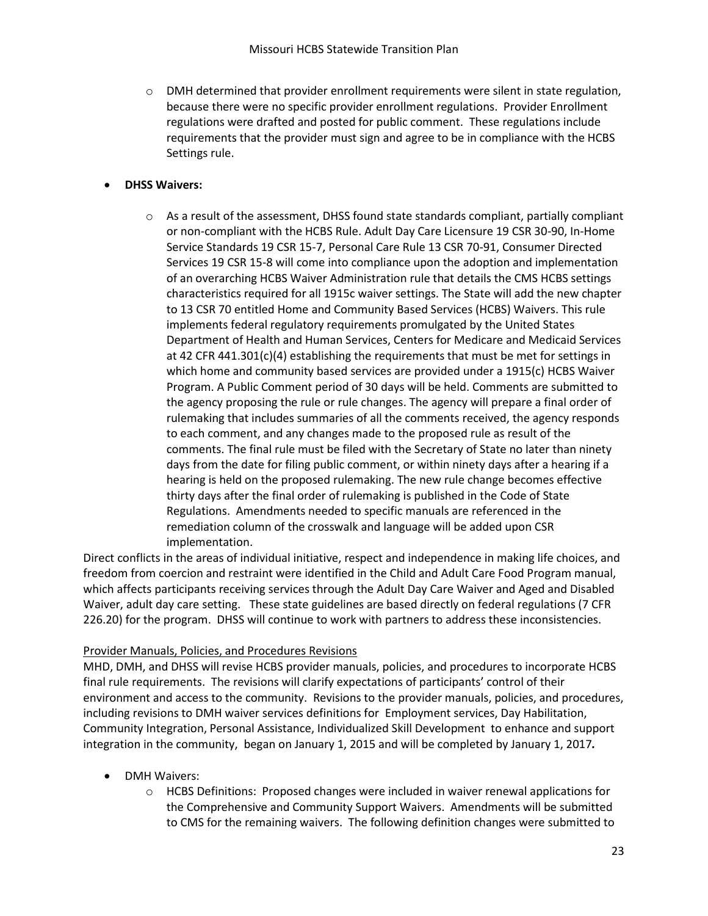- DMH determined that provider enrollment requirements were silent in state regulation, because there were no specific provider enrollment regulations. Provider Enrollment regulations were drafted and posted for public comment. These regulations include requirements that the provider must sign and agree to be in compliance with the HCBS Settings rule.

- **DHSS Waivers:**
  - As a result of the assessment, DHSS found state standards compliant, partially compliant or non-compliant with the HCBS Rule. Adult Day Care Licensure 19 CSR 30-90, In-Home Service Standards 19 CSR 15-7, Personal Care Rule 13 CSR 70-91, Consumer Directed Services 19 CSR 15-8 will come into compliance upon the adoption and implementation of an overarching HCBS Waiver Administration rule that details the CMS HCBS settings characteristics required for all 1915c waiver settings. The State will add the new chapter to 13 CSR 70 entitled Home and Community Based Services (HCBS) Waivers. This rule implements federal regulatory requirements promulgated by the United States Department of Health and Human Services, Centers for Medicare and Medicaid Services at 42 CFR 441.301(c)(4) establishing the requirements that must be met for settings in which home and community based services are provided under a 1915(c) HCBS Waiver Program. A Public Comment period of 30 days will be held. Comments are submitted to the agency proposing the rule or rule changes. The agency will prepare a final order of rulemaking that includes summaries of all the comments received, the agency responds to each comment, and any changes made to the proposed rule as result of the comments. The final rule must be filed with the Secretary of State no later than ninety days from the date for filing public comment, or within ninety days after a hearing if a hearing is held on the proposed rulemaking. The new rule change becomes effective thirty days after the final order of rulemaking is published in the Code of State Regulations. Amendments needed to specific manuals are referenced in the remediation column of the crosswalk and language will be added upon CSR implementation.

Direct conflicts in the areas of individual initiative, respect and independence in making life choices, and freedom from coercion and restraint were identified in the Child and Adult Care Food Program manual, which affects participants receiving services through the Adult Day Care Waiver and Aged and Disabled Waiver, adult day care setting. These state guidelines are based directly on federal regulations (7 CFR 226.20) for the program. DHSS will continue to work with partners to address these inconsistencies.

<u>Provider Manuals, Policies, and Procedures Revisions</u>

MHD, DMH, and DHSS will revise HCBS provider manuals, policies, and procedures to incorporate HCBS final rule requirements. The revisions will clarify expectations of participants' control of their environment and access to the community. Revisions to the provider manuals, policies, and procedures, including revisions to DMH waiver services definitions for Employment services, Day Habilitation, Community Integration, Personal Assistance, Individualized Skill Development to enhance and support integration in the community, began on January 1, 2015 and will be completed by January 1, 2017*.*

- DMH Waivers:
  - HCBS Definitions: Proposed changes were included in waiver renewal applications for the Comprehensive and Community Support Waivers. Amendments will be submitted to CMS for the remaining waivers. The following definition changes were submitted to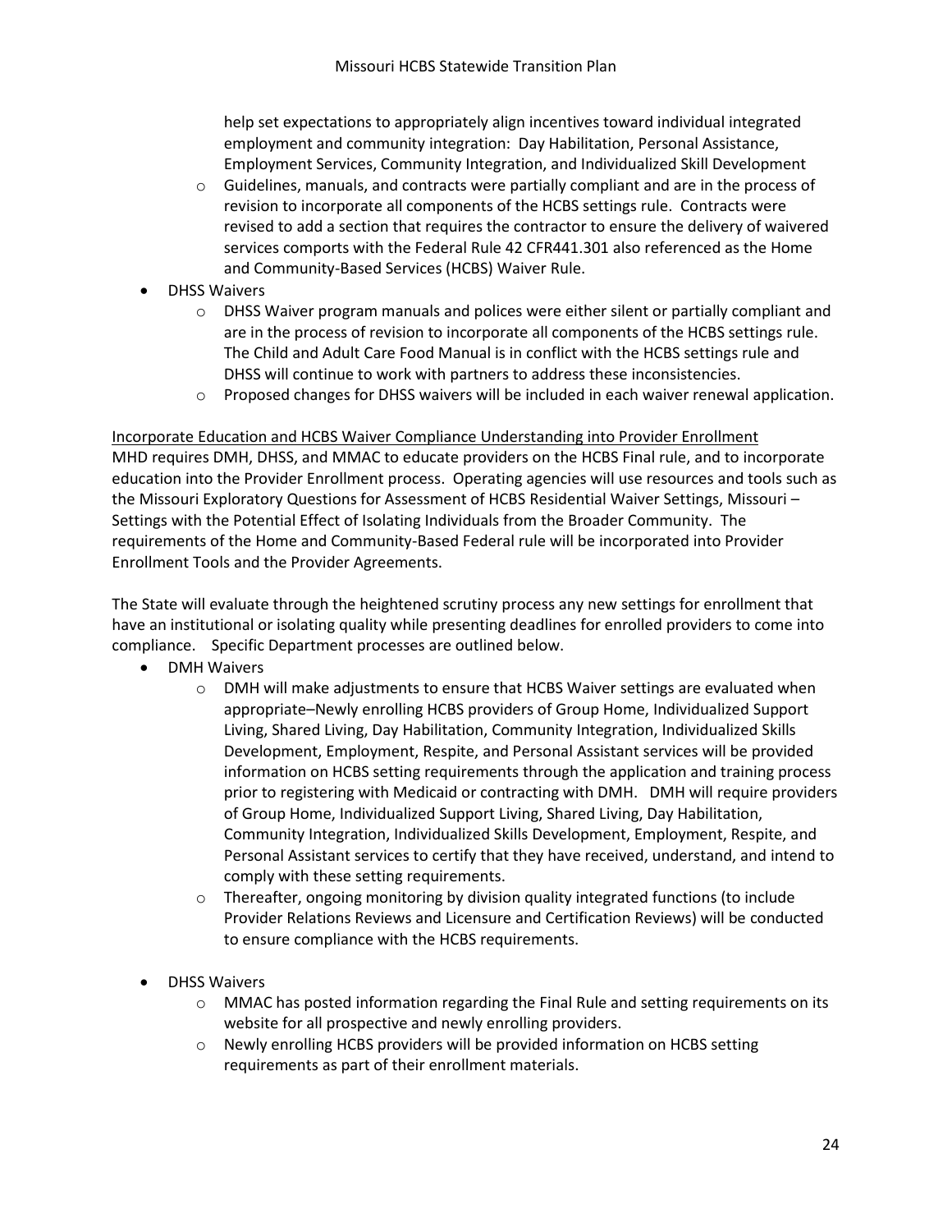help set expectations to appropriately align incentives toward individual integrated employment and community integration: Day Habilitation, Personal Assistance, Employment Services, Community Integration, and Individualized Skill Development
    - Guidelines, manuals, and contracts were partially compliant and are in the process of revision to incorporate all components of the HCBS settings rule. Contracts were revised to add a section that requires the contractor to ensure the delivery of waivered services comports with the Federal Rule 42 CFR441.301 also referenced as the Home and Community-Based Services (HCBS) Waiver Rule.
- DHSS Waivers
    - DHSS Waiver program manuals and polices were either silent or partially compliant and are in the process of revision to incorporate all components of the HCBS settings rule. The Child and Adult Care Food Manual is in conflict with the HCBS settings rule and DHSS will continue to work with partners to address these inconsistencies.
    - Proposed changes for DHSS waivers will be included in each waiver renewal application.

<u>Incorporate Education and HCBS Waiver Compliance Understanding into Provider Enrollment</u>
MHD requires DMH, DHSS, and MMAC to educate providers on the HCBS Final rule, and to incorporate education into the Provider Enrollment process. Operating agencies will use resources and tools such as the Missouri Exploratory Questions for Assessment of HCBS Residential Waiver Settings, Missouri – Settings with the Potential Effect of Isolating Individuals from the Broader Community. The requirements of the Home and Community-Based Federal rule will be incorporated into Provider Enrollment Tools and the Provider Agreements.

The State will evaluate through the heightened scrutiny process any new settings for enrollment that have an institutional or isolating quality while presenting deadlines for enrolled providers to come into compliance. Specific Department processes are outlined below.

- DMH Waivers
    - DMH will make adjustments to ensure that HCBS Waiver settings are evaluated when appropriate–Newly enrolling HCBS providers of Group Home, Individualized Support Living, Shared Living, Day Habilitation, Community Integration, Individualized Skills Development, Employment, Respite, and Personal Assistant services will be provided information on HCBS setting requirements through the application and training process prior to registering with Medicaid or contracting with DMH. DMH will require providers of Group Home, Individualized Support Living, Shared Living, Day Habilitation, Community Integration, Individualized Skills Development, Employment, Respite, and Personal Assistant services to certify that they have received, understand, and intend to comply with these setting requirements.
    - Thereafter, ongoing monitoring by division quality integrated functions (to include Provider Relations Reviews and Licensure and Certification Reviews) will be conducted to ensure compliance with the HCBS requirements.
- DHSS Waivers
    - MMAC has posted information regarding the Final Rule and setting requirements on its website for all prospective and newly enrolling providers.
    - Newly enrolling HCBS providers will be provided information on HCBS setting requirements as part of their enrollment materials.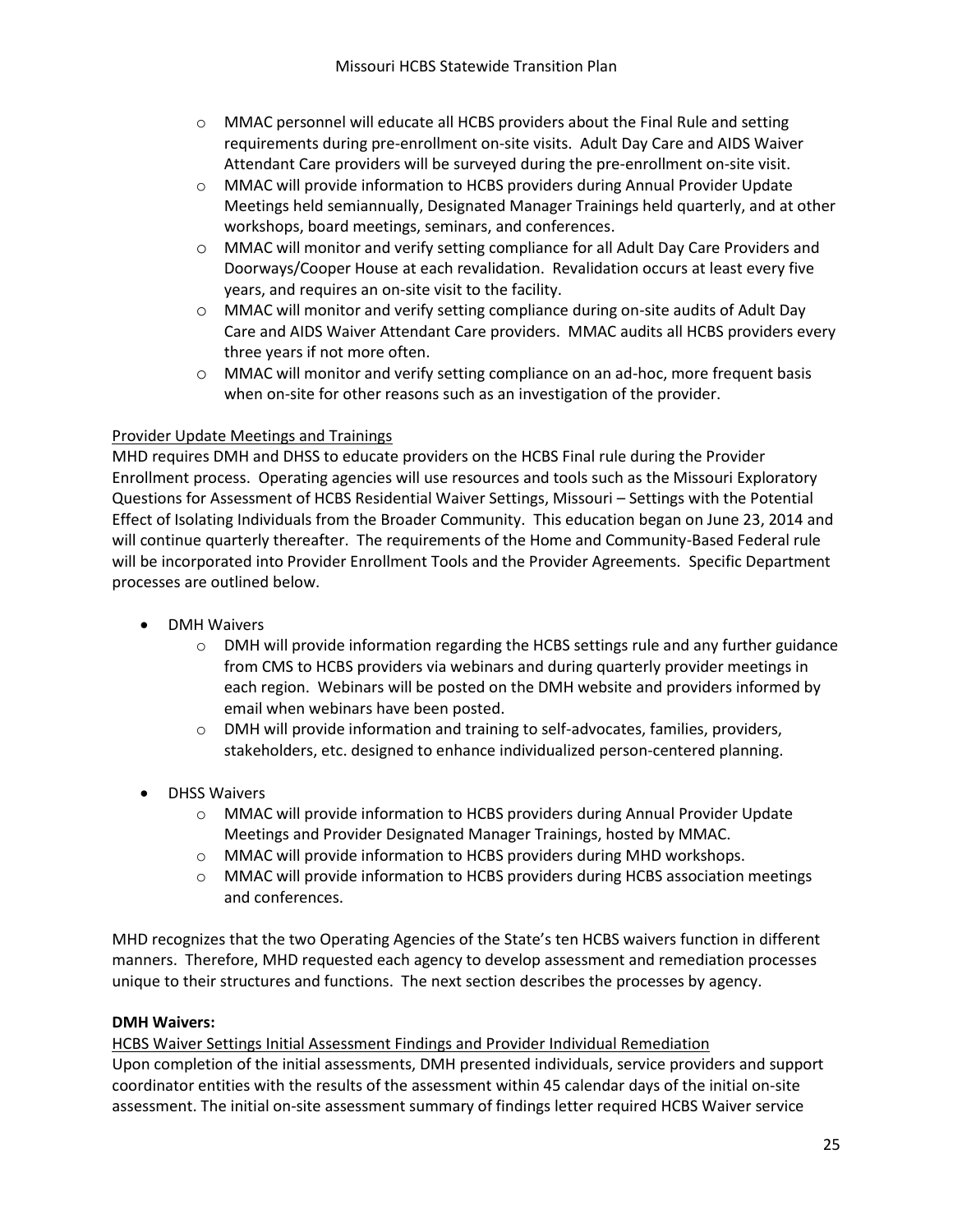- MMAC personnel will educate all HCBS providers about the Final Rule and setting requirements during pre-enrollment on-site visits. Adult Day Care and AIDS Waiver Attendant Care providers will be surveyed during the pre-enrollment on-site visit.
- MMAC will provide information to HCBS providers during Annual Provider Update Meetings held semiannually, Designated Manager Trainings held quarterly, and at other workshops, board meetings, seminars, and conferences.
- MMAC will monitor and verify setting compliance for all Adult Day Care Providers and Doorways/Cooper House at each revalidation. Revalidation occurs at least every five years, and requires an on-site visit to the facility.
- MMAC will monitor and verify setting compliance during on-site audits of Adult Day Care and AIDS Waiver Attendant Care providers. MMAC audits all HCBS providers every three years if not more often.
- MMAC will monitor and verify setting compliance on an ad-hoc, more frequent basis when on-site for other reasons such as an investigation of the provider.

<u>Provider Update Meetings and Trainings</u>

MHD requires DMH and DHSS to educate providers on the HCBS Final rule during the Provider Enrollment process. Operating agencies will use resources and tools such as the Missouri Exploratory Questions for Assessment of HCBS Residential Waiver Settings, Missouri – Settings with the Potential Effect of Isolating Individuals from the Broader Community. This education began on June 23, 2014 and will continue quarterly thereafter. The requirements of the Home and Community-Based Federal rule will be incorporated into Provider Enrollment Tools and the Provider Agreements. Specific Department processes are outlined below.

- DMH Waivers
  - DMH will provide information regarding the HCBS settings rule and any further guidance from CMS to HCBS providers via webinars and during quarterly provider meetings in each region. Webinars will be posted on the DMH website and providers informed by email when webinars have been posted.
  - DMH will provide information and training to self-advocates, families, providers, stakeholders, etc. designed to enhance individualized person-centered planning.
- DHSS Waivers
  - MMAC will provide information to HCBS providers during Annual Provider Update Meetings and Provider Designated Manager Trainings, hosted by MMAC.
  - MMAC will provide information to HCBS providers during MHD workshops.
  - MMAC will provide information to HCBS providers during HCBS association meetings and conferences.

MHD recognizes that the two Operating Agencies of the State's ten HCBS waivers function in different manners. Therefore, MHD requested each agency to develop assessment and remediation processes unique to their structures and functions. The next section describes the processes by agency.

**DMH Waivers:**

<u>HCBS Waiver Settings Initial Assessment Findings and Provider Individual Remediation</u>

Upon completion of the initial assessments, DMH presented individuals, service providers and support coordinator entities with the results of the assessment within 45 calendar days of the initial on-site assessment. The initial on-site assessment summary of findings letter required HCBS Waiver service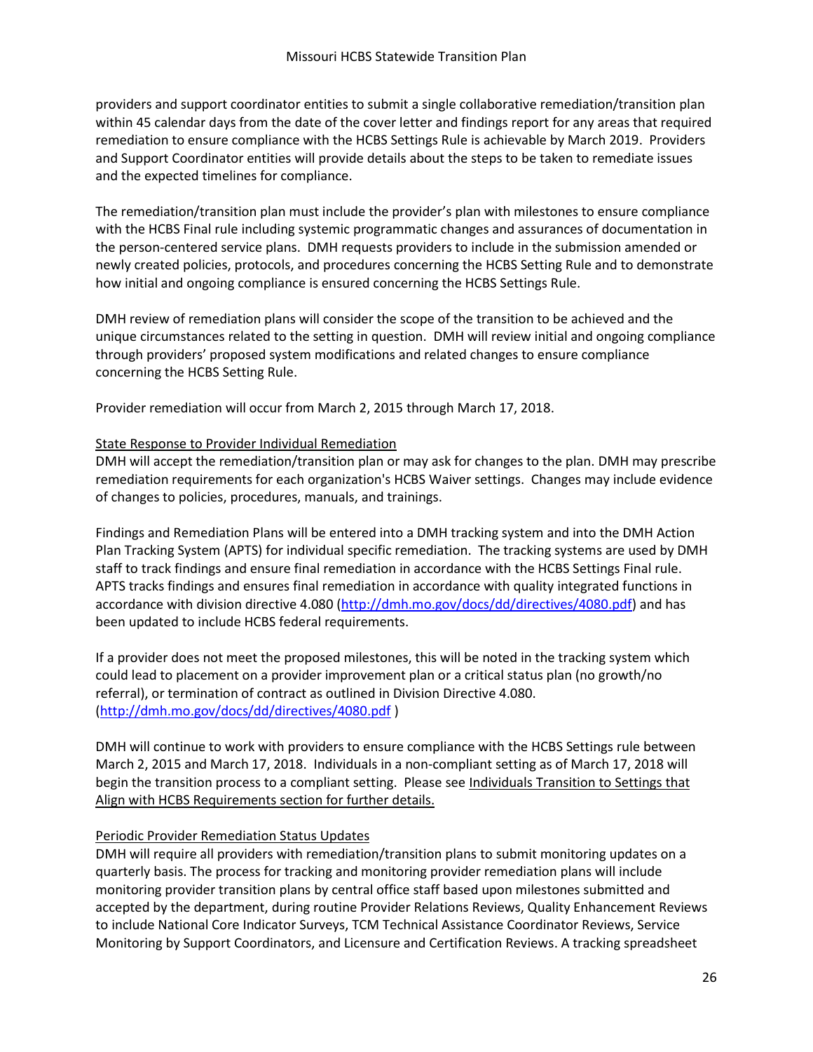providers and support coordinator entities to submit a single collaborative remediation/transition plan within 45 calendar days from the date of the cover letter and findings report for any areas that required remediation to ensure compliance with the HCBS Settings Rule is achievable by March 2019. Providers and Support Coordinator entities will provide details about the steps to be taken to remediate issues and the expected timelines for compliance.

The remediation/transition plan must include the provider's plan with milestones to ensure compliance with the HCBS Final rule including systemic programmatic changes and assurances of documentation in the person-centered service plans. DMH requests providers to include in the submission amended or newly created policies, protocols, and procedures concerning the HCBS Setting Rule and to demonstrate how initial and ongoing compliance is ensured concerning the HCBS Settings Rule.

DMH review of remediation plans will consider the scope of the transition to be achieved and the unique circumstances related to the setting in question. DMH will review initial and ongoing compliance through providers' proposed system modifications and related changes to ensure compliance concerning the HCBS Setting Rule.

Provider remediation will occur from March 2, 2015 through March 17, 2018.

<u>State Response to Provider Individual Remediation</u>

DMH will accept the remediation/transition plan or may ask for changes to the plan. DMH may prescribe remediation requirements for each organization's HCBS Waiver settings. Changes may include evidence of changes to policies, procedures, manuals, and trainings.

Findings and Remediation Plans will be entered into a DMH tracking system and into the DMH Action Plan Tracking System (APTS) for individual specific remediation. The tracking systems are used by DMH staff to track findings and ensure final remediation in accordance with the HCBS Settings Final rule. APTS tracks findings and ensures final remediation in accordance with quality integrated functions in accordance with division directive 4.080 (http://dmh.mo.gov/docs/dd/directives/4080.pdf) and has been updated to include HCBS federal requirements.

If a provider does not meet the proposed milestones, this will be noted in the tracking system which could lead to placement on a provider improvement plan or a critical status plan (no growth/no referral), or termination of contract as outlined in Division Directive 4.080. (http://dmh.mo.gov/docs/dd/directives/4080.pdf )

DMH will continue to work with providers to ensure compliance with the HCBS Settings rule between March 2, 2015 and March 17, 2018. Individuals in a non-compliant setting as of March 17, 2018 will begin the transition process to a compliant setting. Please see <u>Individuals Transition to Settings that Align with HCBS Requirements section for further details.</u>

<u>Periodic Provider Remediation Status Updates</u>

DMH will require all providers with remediation/transition plans to submit monitoring updates on a quarterly basis. The process for tracking and monitoring provider remediation plans will include monitoring provider transition plans by central office staff based upon milestones submitted and accepted by the department, during routine Provider Relations Reviews, Quality Enhancement Reviews to include National Core Indicator Surveys, TCM Technical Assistance Coordinator Reviews, Service Monitoring by Support Coordinators, and Licensure and Certification Reviews. A tracking spreadsheet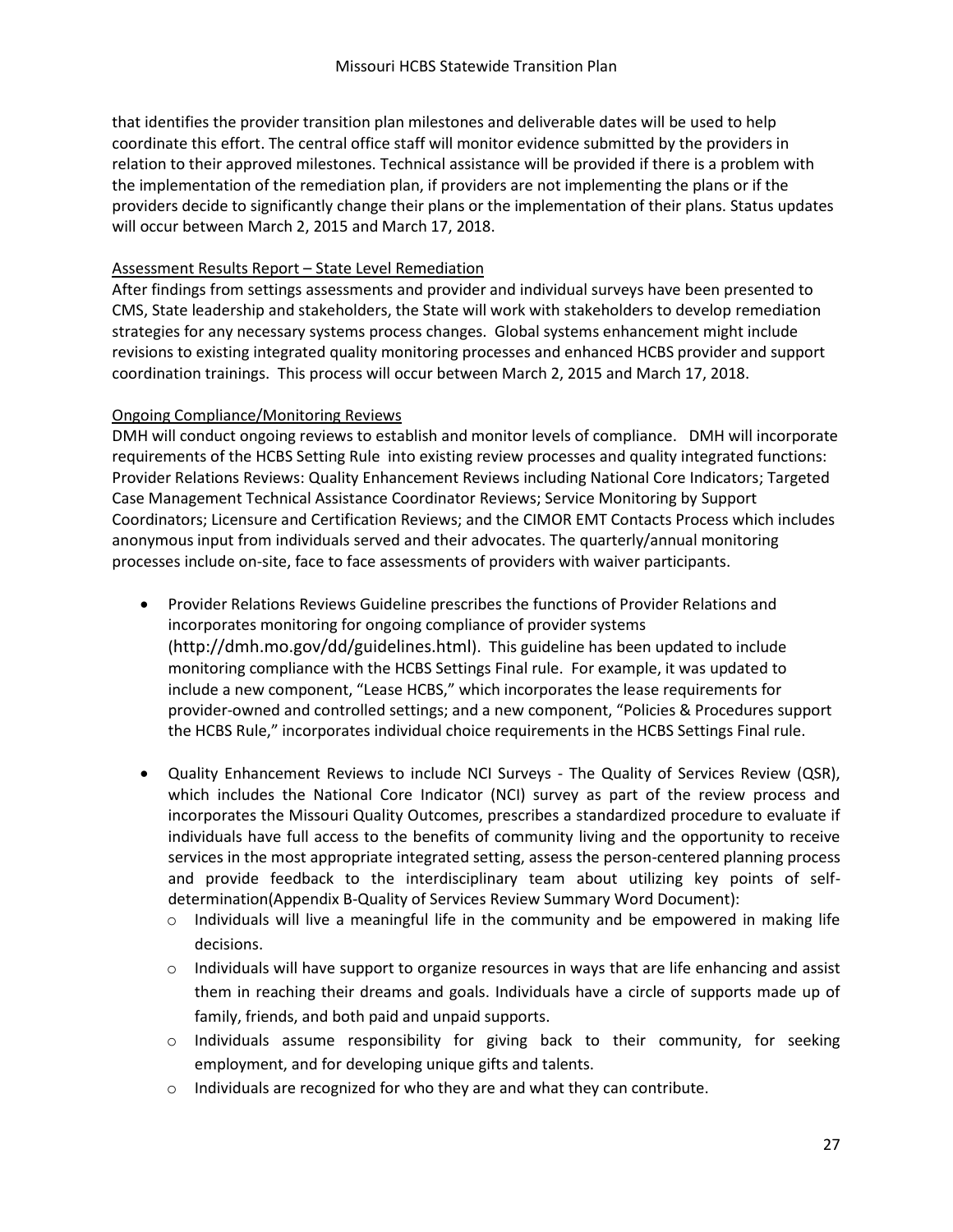that identifies the provider transition plan milestones and deliverable dates will be used to help coordinate this effort. The central office staff will monitor evidence submitted by the providers in relation to their approved milestones. Technical assistance will be provided if there is a problem with the implementation of the remediation plan, if providers are not implementing the plans or if the providers decide to significantly change their plans or the implementation of their plans. Status updates will occur between March 2, 2015 and March 17, 2018.

Assessment Results Report – State Level Remediation

After findings from settings assessments and provider and individual surveys have been presented to CMS, State leadership and stakeholders, the State will work with stakeholders to develop remediation strategies for any necessary systems process changes. Global systems enhancement might include revisions to existing integrated quality monitoring processes and enhanced HCBS provider and support coordination trainings. This process will occur between March 2, 2015 and March 17, 2018.

Ongoing Compliance/Monitoring Reviews

DMH will conduct ongoing reviews to establish and monitor levels of compliance. DMH will incorporate requirements of the HCBS Setting Rule into existing review processes and quality integrated functions: Provider Relations Reviews: Quality Enhancement Reviews including National Core Indicators; Targeted Case Management Technical Assistance Coordinator Reviews; Service Monitoring by Support Coordinators; Licensure and Certification Reviews; and the CIMOR EMT Contacts Process which includes anonymous input from individuals served and their advocates. The quarterly/annual monitoring processes include on-site, face to face assessments of providers with waiver participants.

- Provider Relations Reviews Guideline prescribes the functions of Provider Relations and incorporates monitoring for ongoing compliance of provider systems (http://dmh.mo.gov/dd/guidelines.html). This guideline has been updated to include monitoring compliance with the HCBS Settings Final rule. For example, it was updated to include a new component, "Lease HCBS," which incorporates the lease requirements for provider-owned and controlled settings; and a new component, "Policies & Procedures support the HCBS Rule," incorporates individual choice requirements in the HCBS Settings Final rule.
- Quality Enhancement Reviews to include NCI Surveys - The Quality of Services Review (QSR), which includes the National Core Indicator (NCI) survey as part of the review process and incorporates the Missouri Quality Outcomes, prescribes a standardized procedure to evaluate if individuals have full access to the benefits of community living and the opportunity to receive services in the most appropriate integrated setting, assess the person-centered planning process and provide feedback to the interdisciplinary team about utilizing key points of self-determination(Appendix B-Quality of Services Review Summary Word Document):
  - Individuals will live a meaningful life in the community and be empowered in making life decisions.
  - Individuals will have support to organize resources in ways that are life enhancing and assist them in reaching their dreams and goals. Individuals have a circle of supports made up of family, friends, and both paid and unpaid supports.
  - Individuals assume responsibility for giving back to their community, for seeking employment, and for developing unique gifts and talents.
  - Individuals are recognized for who they are and what they can contribute.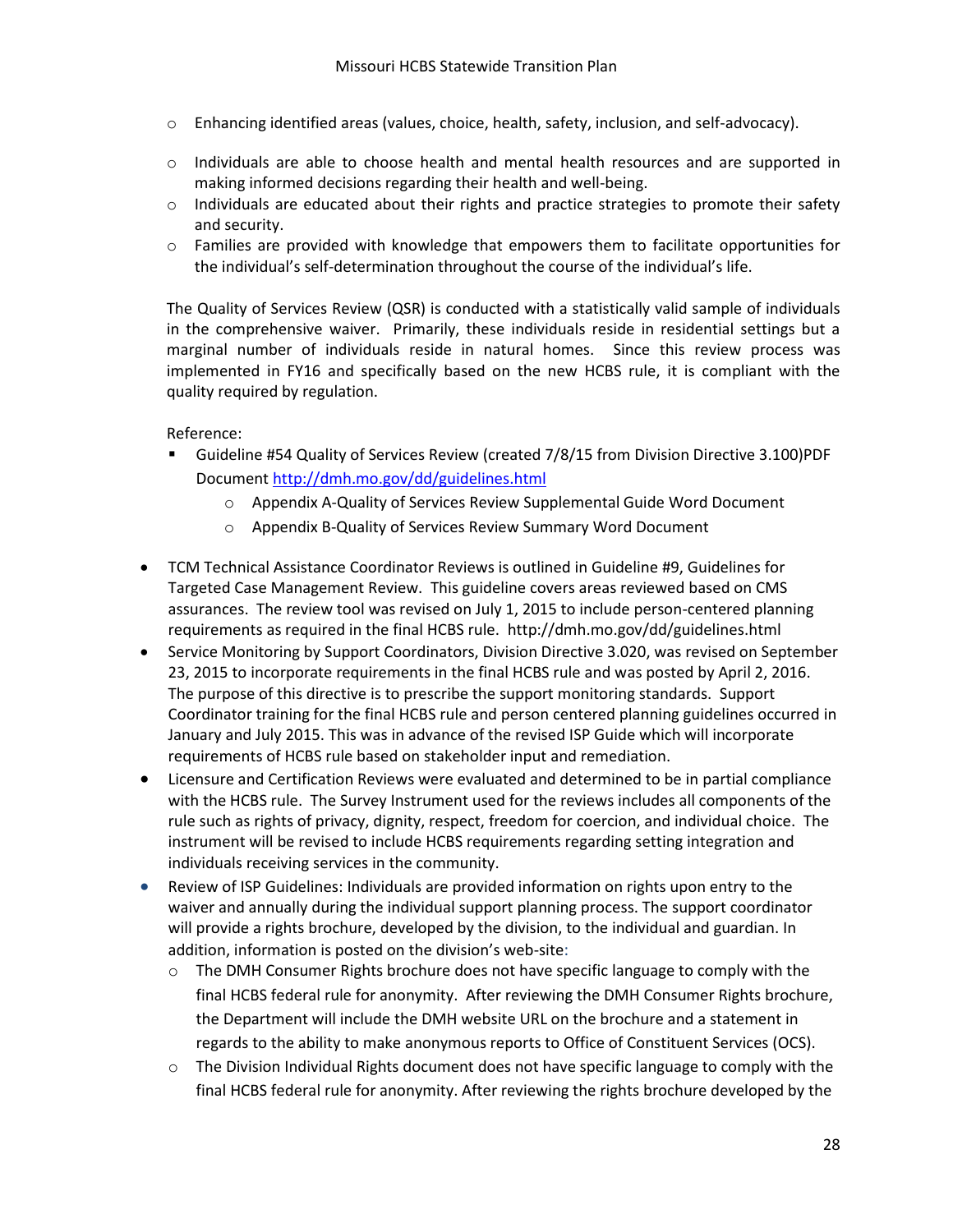- Enhancing identified areas (values, choice, health, safety, inclusion, and self-advocacy).
- Individuals are able to choose health and mental health resources and are supported in making informed decisions regarding their health and well-being.
- Individuals are educated about their rights and practice strategies to promote their safety and security.
- Families are provided with knowledge that empowers them to facilitate opportunities for the individual's self-determination throughout the course of the individual's life.

The Quality of Services Review (QSR) is conducted with a statistically valid sample of individuals in the comprehensive waiver. Primarily, these individuals reside in residential settings but a marginal number of individuals reside in natural homes. Since this review process was implemented in FY16 and specifically based on the new HCBS rule, it is compliant with the quality required by regulation.

Reference:

- Guideline #54 Quality of Services Review (created 7/8/15 from Division Directive 3.100)PDF Document http://dmh.mo.gov/dd/guidelines.html
  - Appendix A-Quality of Services Review Supplemental Guide Word Document
  - Appendix B-Quality of Services Review Summary Word Document

- TCM Technical Assistance Coordinator Reviews is outlined in Guideline #9, Guidelines for Targeted Case Management Review. This guideline covers areas reviewed based on CMS assurances. The review tool was revised on July 1, 2015 to include person-centered planning requirements as required in the final HCBS rule. http://dmh.mo.gov/dd/guidelines.html
- Service Monitoring by Support Coordinators, Division Directive 3.020, was revised on September 23, 2015 to incorporate requirements in the final HCBS rule and was posted by April 2, 2016. The purpose of this directive is to prescribe the support monitoring standards. Support Coordinator training for the final HCBS rule and person centered planning guidelines occurred in January and July 2015. This was in advance of the revised ISP Guide which will incorporate requirements of HCBS rule based on stakeholder input and remediation.
- Licensure and Certification Reviews were evaluated and determined to be in partial compliance with the HCBS rule. The Survey Instrument used for the reviews includes all components of the rule such as rights of privacy, dignity, respect, freedom for coercion, and individual choice. The instrument will be revised to include HCBS requirements regarding setting integration and individuals receiving services in the community.
- Review of ISP Guidelines: Individuals are provided information on rights upon entry to the waiver and annually during the individual support planning process. The support coordinator will provide a rights brochure, developed by the division, to the individual and guardian. In addition, information is posted on the division's web-site:
  - The DMH Consumer Rights brochure does not have specific language to comply with the final HCBS federal rule for anonymity. After reviewing the DMH Consumer Rights brochure, the Department will include the DMH website URL on the brochure and a statement in regards to the ability to make anonymous reports to Office of Constituent Services (OCS).
  - The Division Individual Rights document does not have specific language to comply with the final HCBS federal rule for anonymity. After reviewing the rights brochure developed by the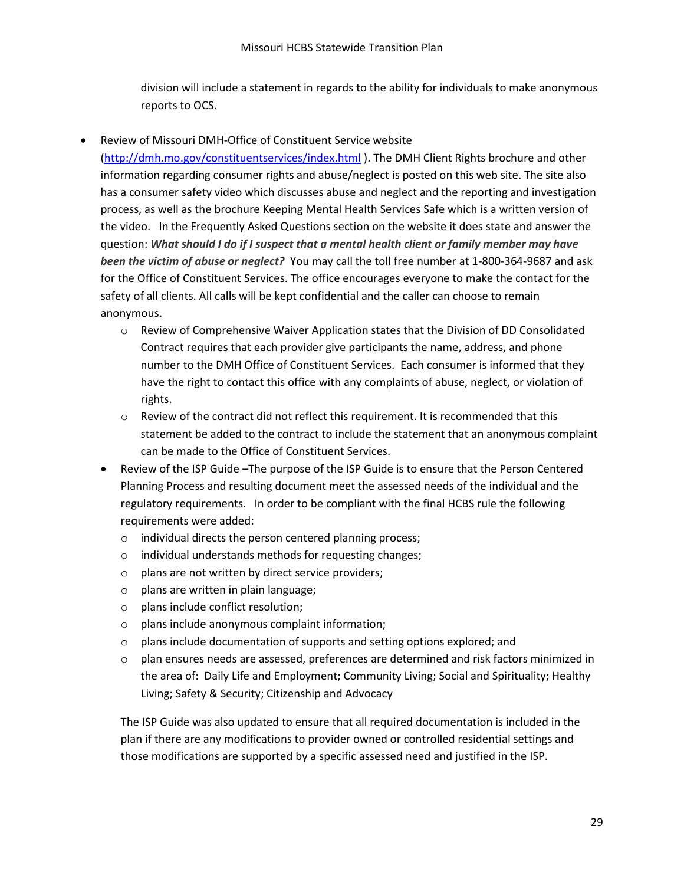division will include a statement in regards to the ability for individuals to make anonymous reports to OCS.

- Review of Missouri DMH-Office of Constituent Service website (http://dmh.mo.gov/constituentservices/index.html ). The DMH Client Rights brochure and other information regarding consumer rights and abuse/neglect is posted on this web site. The site also has a consumer safety video which discusses abuse and neglect and the reporting and investigation process, as well as the brochure Keeping Mental Health Services Safe which is a written version of the video. In the Frequently Asked Questions section on the website it does state and answer the question: ***What should I do if I suspect that a mental health client or family member may have been the victim of abuse or neglect?*** You may call the toll free number at 1-800-364-9687 and ask for the Office of Constituent Services. The office encourages everyone to make the contact for the safety of all clients. All calls will be kept confidential and the caller can choose to remain anonymous.
  - Review of Comprehensive Waiver Application states that the Division of DD Consolidated Contract requires that each provider give participants the name, address, and phone number to the DMH Office of Constituent Services. Each consumer is informed that they have the right to contact this office with any complaints of abuse, neglect, or violation of rights.
  - Review of the contract did not reflect this requirement. It is recommended that this statement be added to the contract to include the statement that an anonymous complaint can be made to the Office of Constituent Services.
- Review of the ISP Guide –The purpose of the ISP Guide is to ensure that the Person Centered Planning Process and resulting document meet the assessed needs of the individual and the regulatory requirements. In order to be compliant with the final HCBS rule the following requirements were added:
  - individual directs the person centered planning process;
  - individual understands methods for requesting changes;
  - plans are not written by direct service providers;
  - plans are written in plain language;
  - plans include conflict resolution;
  - plans include anonymous complaint information;
  - plans include documentation of supports and setting options explored; and
  - plan ensures needs are assessed, preferences are determined and risk factors minimized in the area of: Daily Life and Employment; Community Living; Social and Spirituality; Healthy Living; Safety & Security; Citizenship and Advocacy

  The ISP Guide was also updated to ensure that all required documentation is included in the plan if there are any modifications to provider owned or controlled residential settings and those modifications are supported by a specific assessed need and justified in the ISP.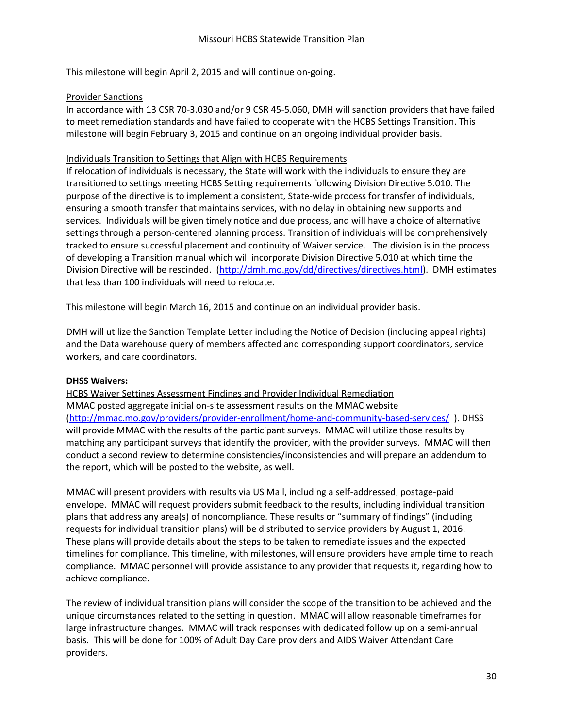This milestone will begin April 2, 2015 and will continue on-going.

Provider Sanctions

In accordance with 13 CSR 70-3.030 and/or 9 CSR 45-5.060, DMH will sanction providers that have failed to meet remediation standards and have failed to cooperate with the HCBS Settings Transition. This milestone will begin February 3, 2015 and continue on an ongoing individual provider basis.

Individuals Transition to Settings that Align with HCBS Requirements

If relocation of individuals is necessary, the State will work with the individuals to ensure they are transitioned to settings meeting HCBS Setting requirements following Division Directive 5.010. The purpose of the directive is to implement a consistent, State-wide process for transfer of individuals, ensuring a smooth transfer that maintains services, with no delay in obtaining new supports and services. Individuals will be given timely notice and due process, and will have a choice of alternative settings through a person-centered planning process. Transition of individuals will be comprehensively tracked to ensure successful placement and continuity of Waiver service. The division is in the process of developing a Transition manual which will incorporate Division Directive 5.010 at which time the Division Directive will be rescinded. (http://dmh.mo.gov/dd/directives/directives.html). DMH estimates that less than 100 individuals will need to relocate.

This milestone will begin March 16, 2015 and continue on an individual provider basis.

DMH will utilize the Sanction Template Letter including the Notice of Decision (including appeal rights) and the Data warehouse query of members affected and corresponding support coordinators, service workers, and care coordinators.

**DHSS Waivers:**

HCBS Waiver Settings Assessment Findings and Provider Individual Remediation

MMAC posted aggregate initial on-site assessment results on the MMAC website (http://mmac.mo.gov/providers/provider-enrollment/home-and-community-based-services/ ). DHSS will provide MMAC with the results of the participant surveys. MMAC will utilize those results by matching any participant surveys that identify the provider, with the provider surveys. MMAC will then conduct a second review to determine consistencies/inconsistencies and will prepare an addendum to the report, which will be posted to the website, as well.

MMAC will present providers with results via US Mail, including a self-addressed, postage-paid envelope. MMAC will request providers submit feedback to the results, including individual transition plans that address any area(s) of noncompliance. These results or "summary of findings" (including requests for individual transition plans) will be distributed to service providers by August 1, 2016. These plans will provide details about the steps to be taken to remediate issues and the expected timelines for compliance. This timeline, with milestones, will ensure providers have ample time to reach compliance. MMAC personnel will provide assistance to any provider that requests it, regarding how to achieve compliance.

The review of individual transition plans will consider the scope of the transition to be achieved and the unique circumstances related to the setting in question. MMAC will allow reasonable timeframes for large infrastructure changes. MMAC will track responses with dedicated follow up on a semi-annual basis. This will be done for 100% of Adult Day Care providers and AIDS Waiver Attendant Care providers.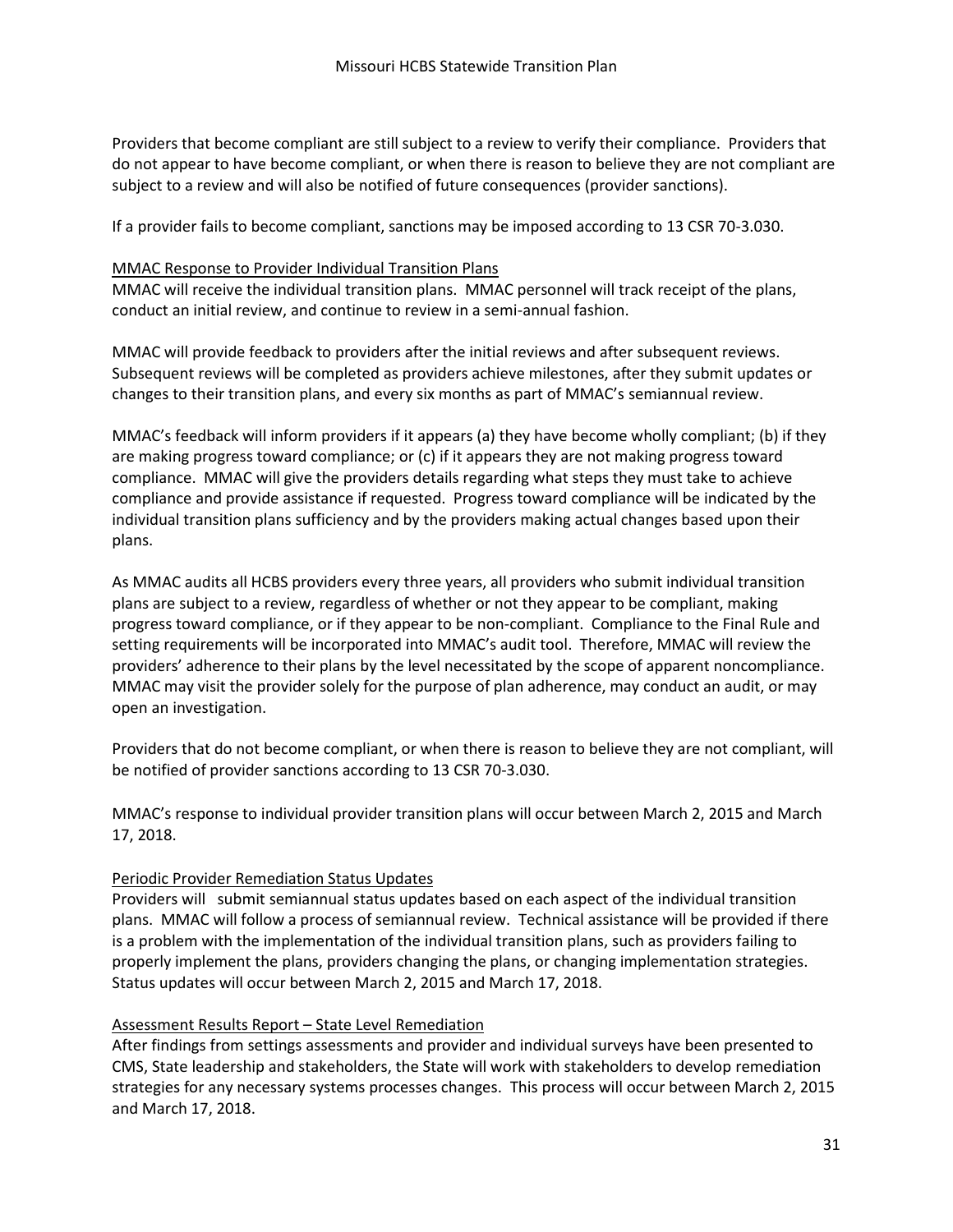Providers that become compliant are still subject to a review to verify their compliance. Providers that do not appear to have become compliant, or when there is reason to believe they are not compliant are subject to a review and will also be notified of future consequences (provider sanctions).

If a provider fails to become compliant, sanctions may be imposed according to 13 CSR 70-3.030.

### MMAC Response to Provider Individual Transition Plans

MMAC will receive the individual transition plans. MMAC personnel will track receipt of the plans, conduct an initial review, and continue to review in a semi-annual fashion.

MMAC will provide feedback to providers after the initial reviews and after subsequent reviews. Subsequent reviews will be completed as providers achieve milestones, after they submit updates or changes to their transition plans, and every six months as part of MMAC's semiannual review.

MMAC's feedback will inform providers if it appears (a) they have become wholly compliant; (b) if they are making progress toward compliance; or (c) if it appears they are not making progress toward compliance. MMAC will give the providers details regarding what steps they must take to achieve compliance and provide assistance if requested. Progress toward compliance will be indicated by the individual transition plans sufficiency and by the providers making actual changes based upon their plans.

As MMAC audits all HCBS providers every three years, all providers who submit individual transition plans are subject to a review, regardless of whether or not they appear to be compliant, making progress toward compliance, or if they appear to be non-compliant. Compliance to the Final Rule and setting requirements will be incorporated into MMAC's audit tool. Therefore, MMAC will review the providers' adherence to their plans by the level necessitated by the scope of apparent noncompliance. MMAC may visit the provider solely for the purpose of plan adherence, may conduct an audit, or may open an investigation.

Providers that do not become compliant, or when there is reason to believe they are not compliant, will be notified of provider sanctions according to 13 CSR 70-3.030.

MMAC's response to individual provider transition plans will occur between March 2, 2015 and March 17, 2018.

### Periodic Provider Remediation Status Updates

Providers will submit semiannual status updates based on each aspect of the individual transition plans. MMAC will follow a process of semiannual review. Technical assistance will be provided if there is a problem with the implementation of the individual transition plans, such as providers failing to properly implement the plans, providers changing the plans, or changing implementation strategies. Status updates will occur between March 2, 2015 and March 17, 2018.

### Assessment Results Report – State Level Remediation

After findings from settings assessments and provider and individual surveys have been presented to CMS, State leadership and stakeholders, the State will work with stakeholders to develop remediation strategies for any necessary systems processes changes. This process will occur between March 2, 2015 and March 17, 2018.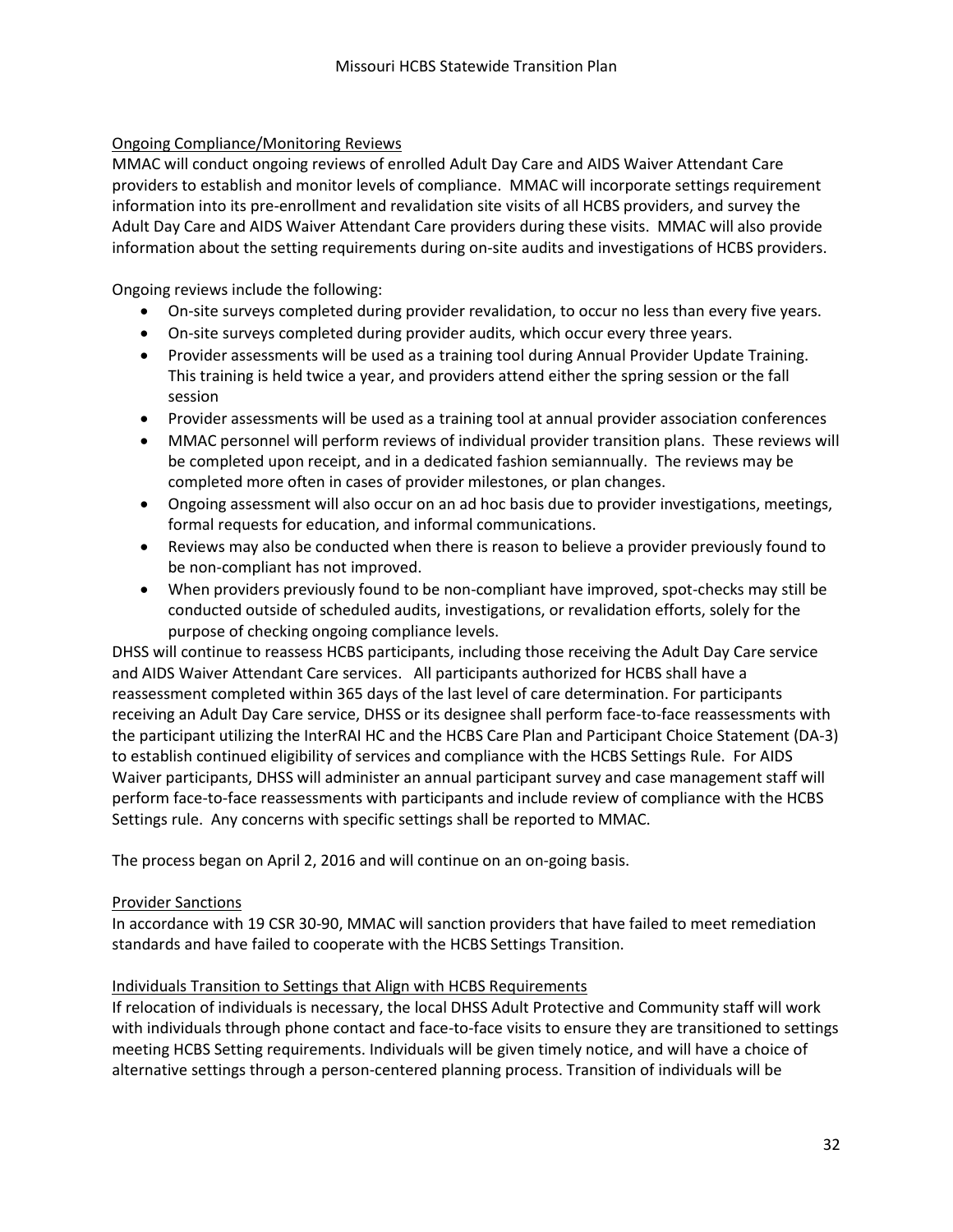### Ongoing Compliance/Monitoring Reviews

MMAC will conduct ongoing reviews of enrolled Adult Day Care and AIDS Waiver Attendant Care providers to establish and monitor levels of compliance. MMAC will incorporate settings requirement information into its pre-enrollment and revalidation site visits of all HCBS providers, and survey the Adult Day Care and AIDS Waiver Attendant Care providers during these visits. MMAC will also provide information about the setting requirements during on-site audits and investigations of HCBS providers.

Ongoing reviews include the following:

- On-site surveys completed during provider revalidation, to occur no less than every five years.
- On-site surveys completed during provider audits, which occur every three years.
- Provider assessments will be used as a training tool during Annual Provider Update Training. This training is held twice a year, and providers attend either the spring session or the fall session
- Provider assessments will be used as a training tool at annual provider association conferences
- MMAC personnel will perform reviews of individual provider transition plans. These reviews will be completed upon receipt, and in a dedicated fashion semiannually. The reviews may be completed more often in cases of provider milestones, or plan changes.
- Ongoing assessment will also occur on an ad hoc basis due to provider investigations, meetings, formal requests for education, and informal communications.
- Reviews may also be conducted when there is reason to believe a provider previously found to be non-compliant has not improved.
- When providers previously found to be non-compliant have improved, spot-checks may still be conducted outside of scheduled audits, investigations, or revalidation efforts, solely for the purpose of checking ongoing compliance levels.

DHSS will continue to reassess HCBS participants, including those receiving the Adult Day Care service and AIDS Waiver Attendant Care services. All participants authorized for HCBS shall have a reassessment completed within 365 days of the last level of care determination. For participants receiving an Adult Day Care service, DHSS or its designee shall perform face-to-face reassessments with the participant utilizing the InterRAI HC and the HCBS Care Plan and Participant Choice Statement (DA-3) to establish continued eligibility of services and compliance with the HCBS Settings Rule. For AIDS Waiver participants, DHSS will administer an annual participant survey and case management staff will perform face-to-face reassessments with participants and include review of compliance with the HCBS Settings rule. Any concerns with specific settings shall be reported to MMAC.

The process began on April 2, 2016 and will continue on an on-going basis.

### Provider Sanctions

In accordance with 19 CSR 30-90, MMAC will sanction providers that have failed to meet remediation standards and have failed to cooperate with the HCBS Settings Transition.

### Individuals Transition to Settings that Align with HCBS Requirements

If relocation of individuals is necessary, the local DHSS Adult Protective and Community staff will work with individuals through phone contact and face-to-face visits to ensure they are transitioned to settings meeting HCBS Setting requirements. Individuals will be given timely notice, and will have a choice of alternative settings through a person-centered planning process. Transition of individuals will be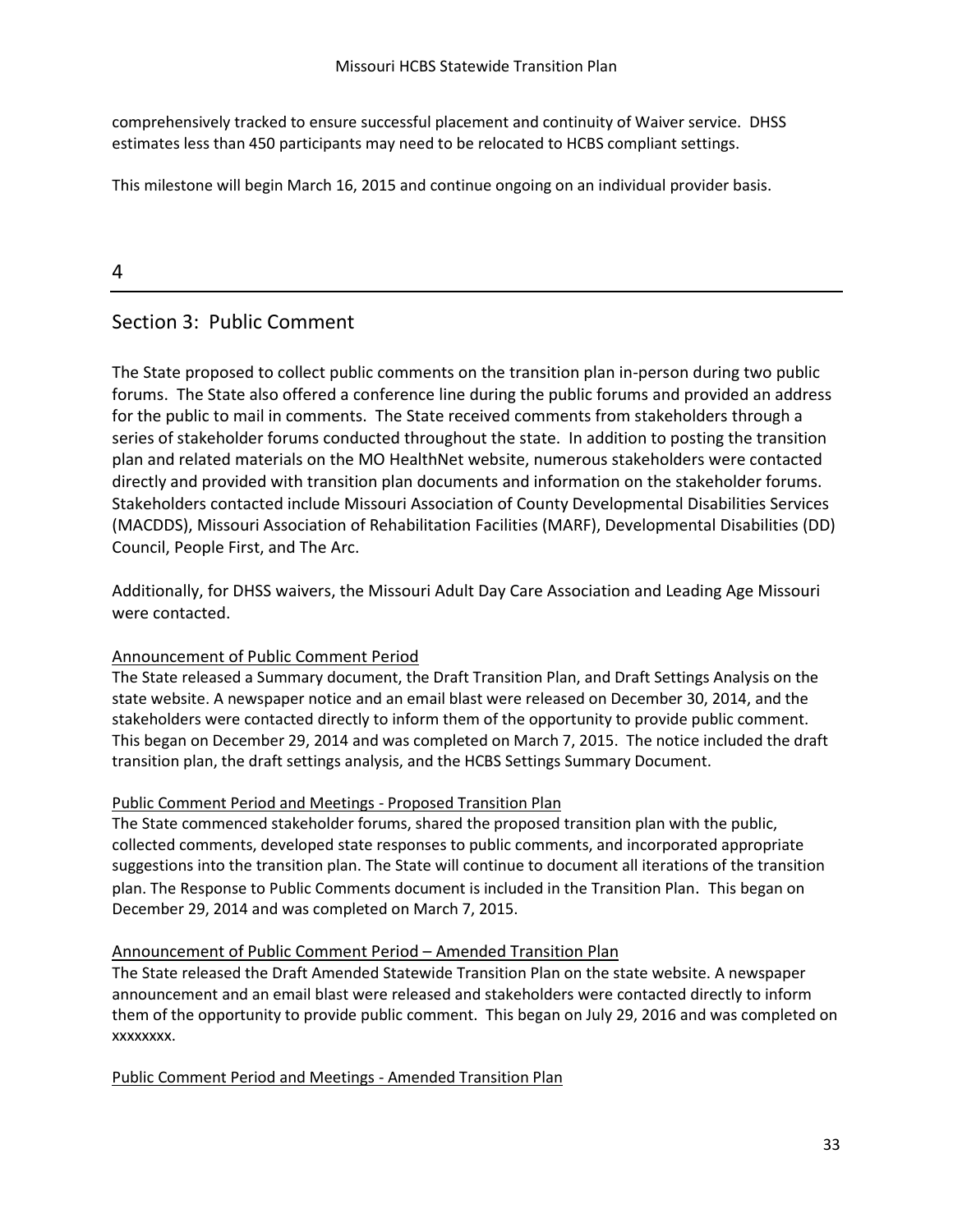comprehensively tracked to ensure successful placement and continuity of Waiver service. DHSS estimates less than 450 participants may need to be relocated to HCBS compliant settings.

This milestone will begin March 16, 2015 and continue ongoing on an individual provider basis.

4

## Section 3: Public Comment

The State proposed to collect public comments on the transition plan in-person during two public forums. The State also offered a conference line during the public forums and provided an address for the public to mail in comments. The State received comments from stakeholders through a series of stakeholder forums conducted throughout the state. In addition to posting the transition plan and related materials on the MO HealthNet website, numerous stakeholders were contacted directly and provided with transition plan documents and information on the stakeholder forums. Stakeholders contacted include Missouri Association of County Developmental Disabilities Services (MACDDS), Missouri Association of Rehabilitation Facilities (MARF), Developmental Disabilities (DD) Council, People First, and The Arc.

Additionally, for DHSS waivers, the Missouri Adult Day Care Association and Leading Age Missouri were contacted.

Announcement of Public Comment Period

The State released a Summary document, the Draft Transition Plan, and Draft Settings Analysis on the state website. A newspaper notice and an email blast were released on December 30, 2014, and the stakeholders were contacted directly to inform them of the opportunity to provide public comment. This began on December 29, 2014 and was completed on March 7, 2015. The notice included the draft transition plan, the draft settings analysis, and the HCBS Settings Summary Document.

Public Comment Period and Meetings - Proposed Transition Plan

The State commenced stakeholder forums, shared the proposed transition plan with the public, collected comments, developed state responses to public comments, and incorporated appropriate suggestions into the transition plan. The State will continue to document all iterations of the transition plan. The Response to Public Comments document is included in the Transition Plan. This began on December 29, 2014 and was completed on March 7, 2015.

Announcement of Public Comment Period – Amended Transition Plan

The State released the Draft Amended Statewide Transition Plan on the state website. A newspaper announcement and an email blast were released and stakeholders were contacted directly to inform them of the opportunity to provide public comment. This began on July 29, 2016 and was completed on xxxxxxxx.

Public Comment Period and Meetings - Amended Transition Plan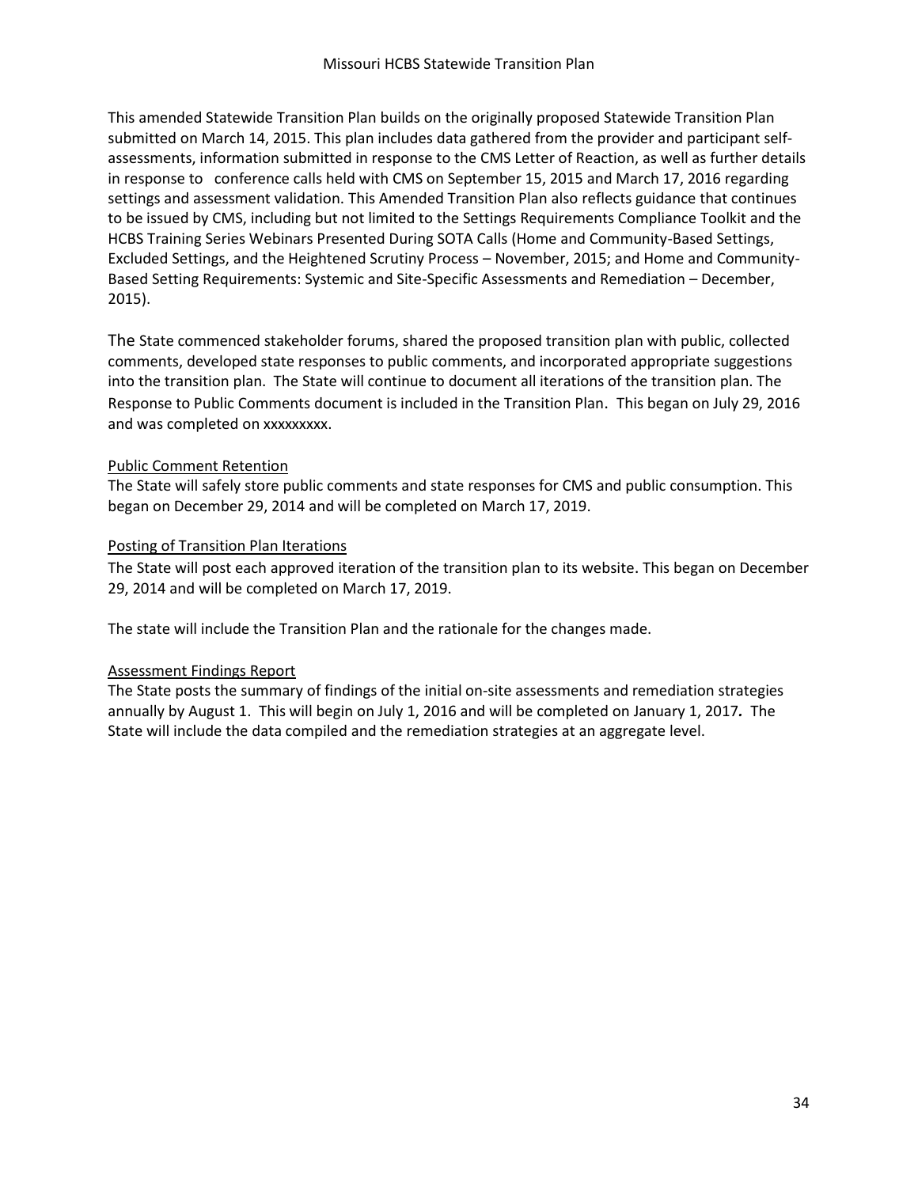This amended Statewide Transition Plan builds on the originally proposed Statewide Transition Plan submitted on March 14, 2015. This plan includes data gathered from the provider and participant self-assessments, information submitted in response to the CMS Letter of Reaction, as well as further details in response to conference calls held with CMS on September 15, 2015 and March 17, 2016 regarding settings and assessment validation. This Amended Transition Plan also reflects guidance that continues to be issued by CMS, including but not limited to the Settings Requirements Compliance Toolkit and the HCBS Training Series Webinars Presented During SOTA Calls (Home and Community-Based Settings, Excluded Settings, and the Heightened Scrutiny Process – November, 2015; and Home and Community-Based Setting Requirements: Systemic and Site-Specific Assessments and Remediation – December, 2015).

The State commenced stakeholder forums, shared the proposed transition plan with public, collected comments, developed state responses to public comments, and incorporated appropriate suggestions into the transition plan. The State will continue to document all iterations of the transition plan. The Response to Public Comments document is included in the Transition Plan. This began on July 29, 2016 and was completed on xxxxxxxxx.

<u>Public Comment Retention</u>

The State will safely store public comments and state responses for CMS and public consumption. This began on December 29, 2014 and will be completed on March 17, 2019.

<u>Posting of Transition Plan Iterations</u>

The State will post each approved iteration of the transition plan to its website. This began on December 29, 2014 and will be completed on March 17, 2019.

The state will include the Transition Plan and the rationale for the changes made.

<u>Assessment Findings Report</u>

The State posts the summary of findings of the initial on-site assessments and remediation strategies annually by August 1. This will begin on July 1, 2016 and will be completed on January 1, 2017*.* The State will include the data compiled and the remediation strategies at an aggregate level.